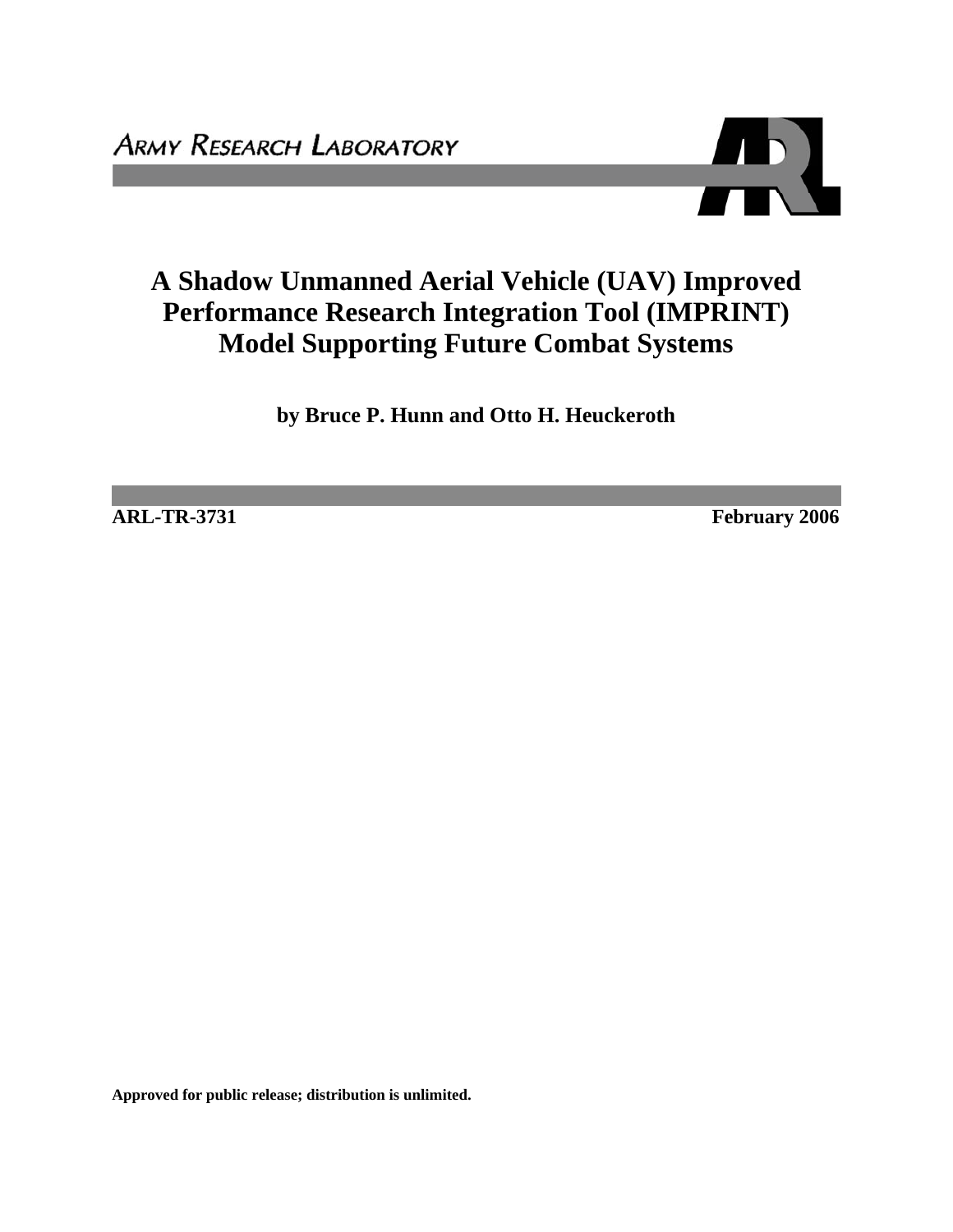ARMY RESEARCH LABORATORY

# A Shadow Unmanned Aerial Vehicle (UAV) Improved Performance Research Integration Tool (IMPRINT) Model Supporting Future Combat Systems

**by Bruce P. Hunn and Otto H. Heuckeroth**

**ARL-TR-3731** **February 2006**

**Approved for public release; distribution is unlimited.**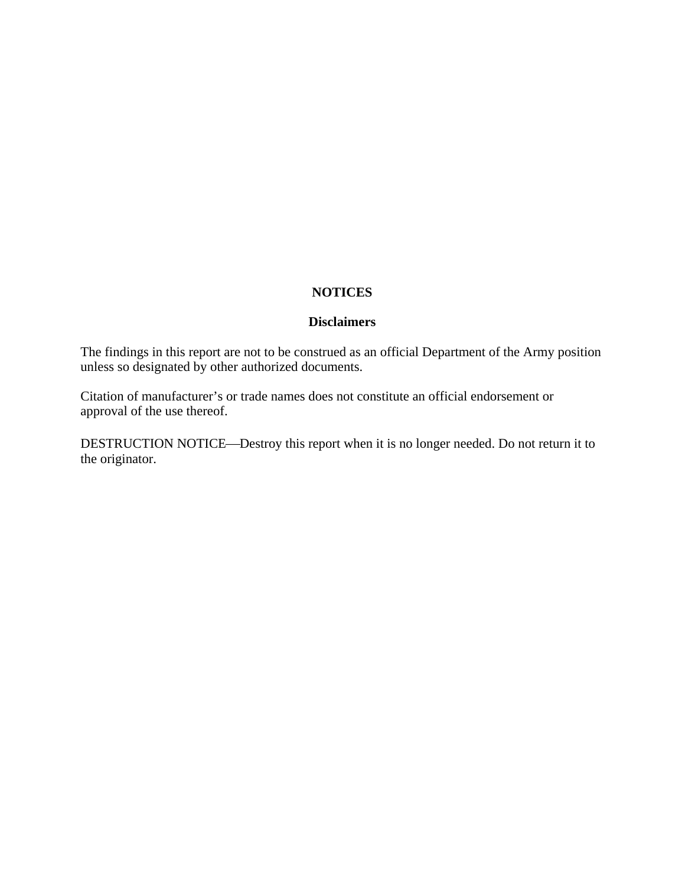# NOTICES

## Disclaimers

The findings in this report are not to be construed as an official Department of the Army position unless so designated by other authorized documents.

Citation of manufacturer's or trade names does not constitute an official endorsement or approval of the use thereof.

DESTRUCTION NOTICE—Destroy this report when it is no longer needed. Do not return it to the originator.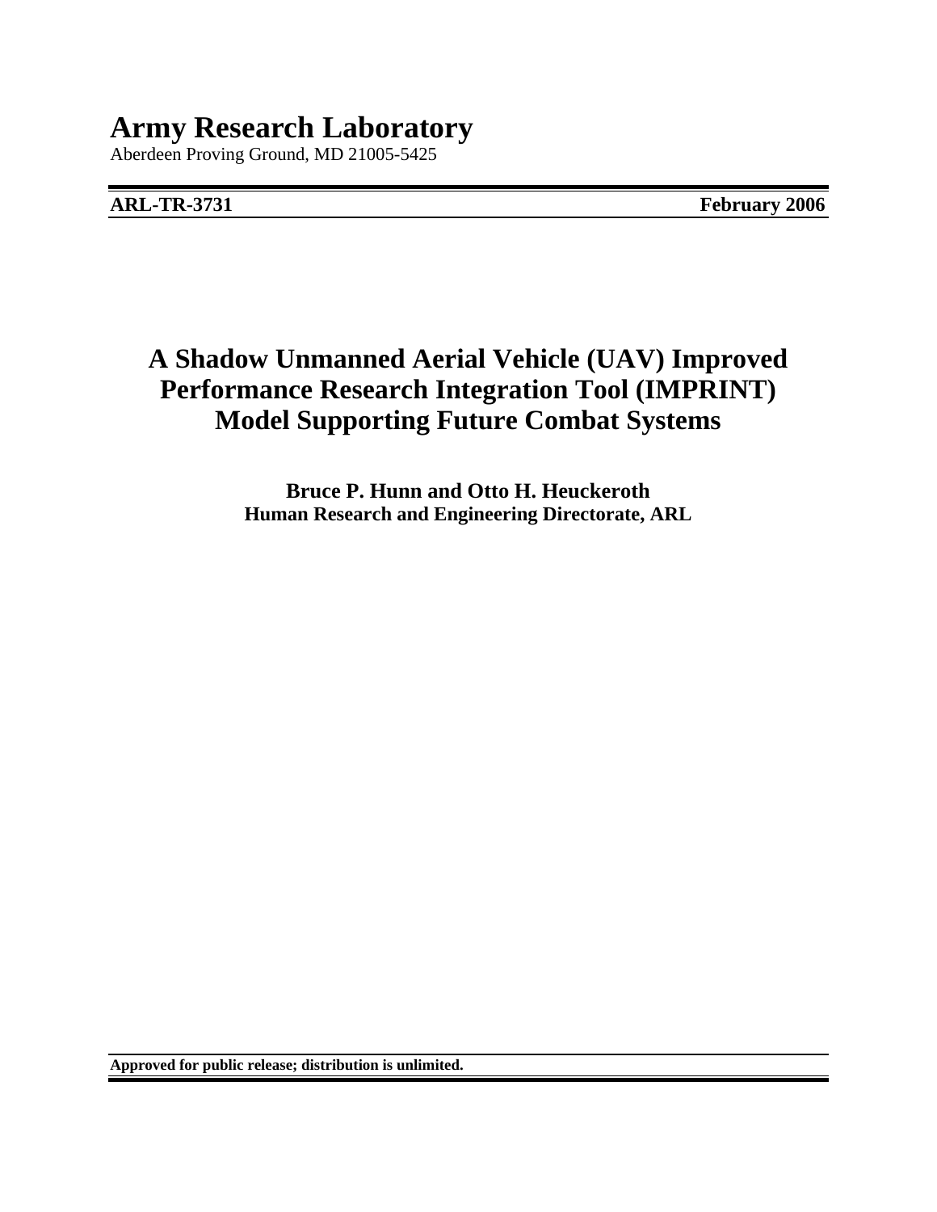# Army Research Laboratory

Aberdeen Proving Ground, MD 21005-5425

**ARL-TR-3731** **February 2006**

# A Shadow Unmanned Aerial Vehicle (UAV) Improved Performance Research Integration Tool (IMPRINT) Model Supporting Future Combat Systems

**Bruce P. Hunn and Otto H. Heuckeroth**
**Human Research and Engineering Directorate, ARL**

**Approved for public release; distribution is unlimited.**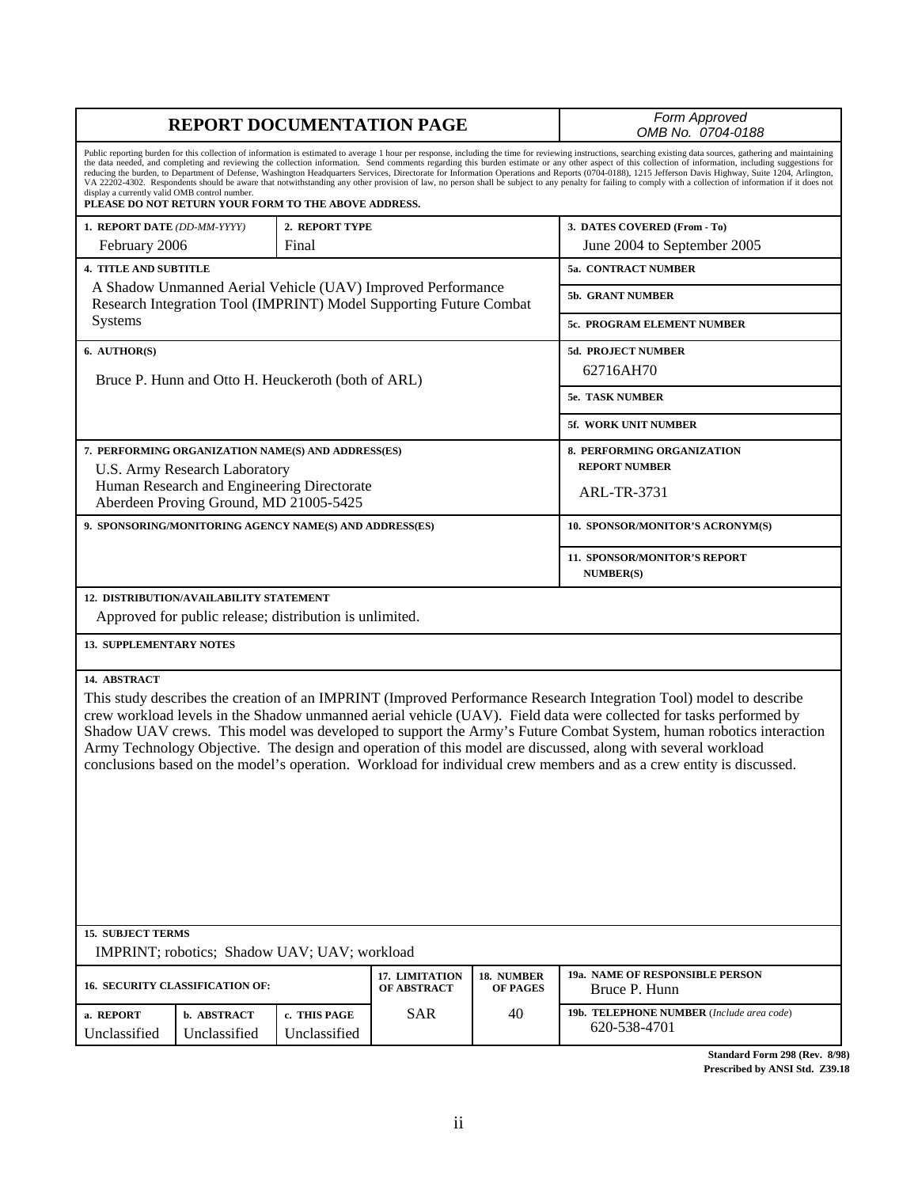# REPORT DOCUMENTATION PAGE

*Form Approved*
*OMB No. 0704-0188*

Public reporting burden for this collection of information is estimated to average 1 hour per response, including the time for reviewing instructions, searching existing data sources, gathering and maintaining the data needed, and completing and reviewing the collection information. Send comments regarding this burden estimate or any other aspect of this collection of information, including suggestions for reducing the burden, to Department of Defense, Washington Headquarters Services, Directorate for Information Operations and Reports (0704-0188), 1215 Jefferson Davis Highway, Suite 1204, Arlington, VA 22202-4302. Respondents should be aware that notwithstanding any other provision of law, no person shall be subject to any penalty for failing to comply with a collection of information if it does not display a currently valid OMB control number.

**PLEASE DO NOT RETURN YOUR FORM TO THE ABOVE ADDRESS.**

| **1. REPORT DATE** *(DD-MM-YYYY)* | **2. REPORT TYPE** | **3. DATES COVERED (From - To)** |
|---|---|---|
| February 2006 | Final | June 2004 to September 2005 |

**4. TITLE AND SUBTITLE**
A Shadow Unmanned Aerial Vehicle (UAV) Improved Performance Research Integration Tool (IMPRINT) Model Supporting Future Combat Systems

**5a. CONTRACT NUMBER**

**5b. GRANT NUMBER**

**5c. PROGRAM ELEMENT NUMBER**

**6. AUTHOR(S)**
Bruce P. Hunn and Otto H. Heuckeroth (both of ARL)

**5d. PROJECT NUMBER**
62716AH70

**5e. TASK NUMBER**

**5f. WORK UNIT NUMBER**

**7. PERFORMING ORGANIZATION NAME(S) AND ADDRESS(ES)**
U.S. Army Research Laboratory
Human Research and Engineering Directorate
Aberdeen Proving Ground, MD 21005-5425

**8. PERFORMING ORGANIZATION REPORT NUMBER**
ARL-TR-3731

**9. SPONSORING/MONITORING AGENCY NAME(S) AND ADDRESS(ES)**

**10. SPONSOR/MONITOR'S ACRONYM(S)**

**11. SPONSOR/MONITOR'S REPORT NUMBER(S)**

**12. DISTRIBUTION/AVAILABILITY STATEMENT**
Approved for public release; distribution is unlimited.

**13. SUPPLEMENTARY NOTES**

**14. ABSTRACT**
This study describes the creation of an IMPRINT (Improved Performance Research Integration Tool) model to describe crew workload levels in the Shadow unmanned aerial vehicle (UAV). Field data were collected for tasks performed by Shadow UAV crews. This model was developed to support the Army's Future Combat System, human robotics interaction Army Technology Objective. The design and operation of this model are discussed, along with several workload conclusions based on the model's operation. Workload for individual crew members and as a crew entity is discussed.

**15. SUBJECT TERMS**
IMPRINT; robotics; Shadow UAV; UAV; workload

| **16. SECURITY CLASSIFICATION OF:** | | | **17. LIMITATION OF ABSTRACT** | **18. NUMBER OF PAGES** | **19a. NAME OF RESPONSIBLE PERSON** |
|---|---|---|---|---|---|
| **a. REPORT** | **b. ABSTRACT** | **c. THIS PAGE** | | | Bruce P. Hunn |
| Unclassified | Unclassified | Unclassified | SAR | 40 | **19b. TELEPHONE NUMBER** *(Include area code)* 620-538-4701 |

**Standard Form 298 (Rev. 8/98)**
**Prescribed by ANSI Std. Z39.18**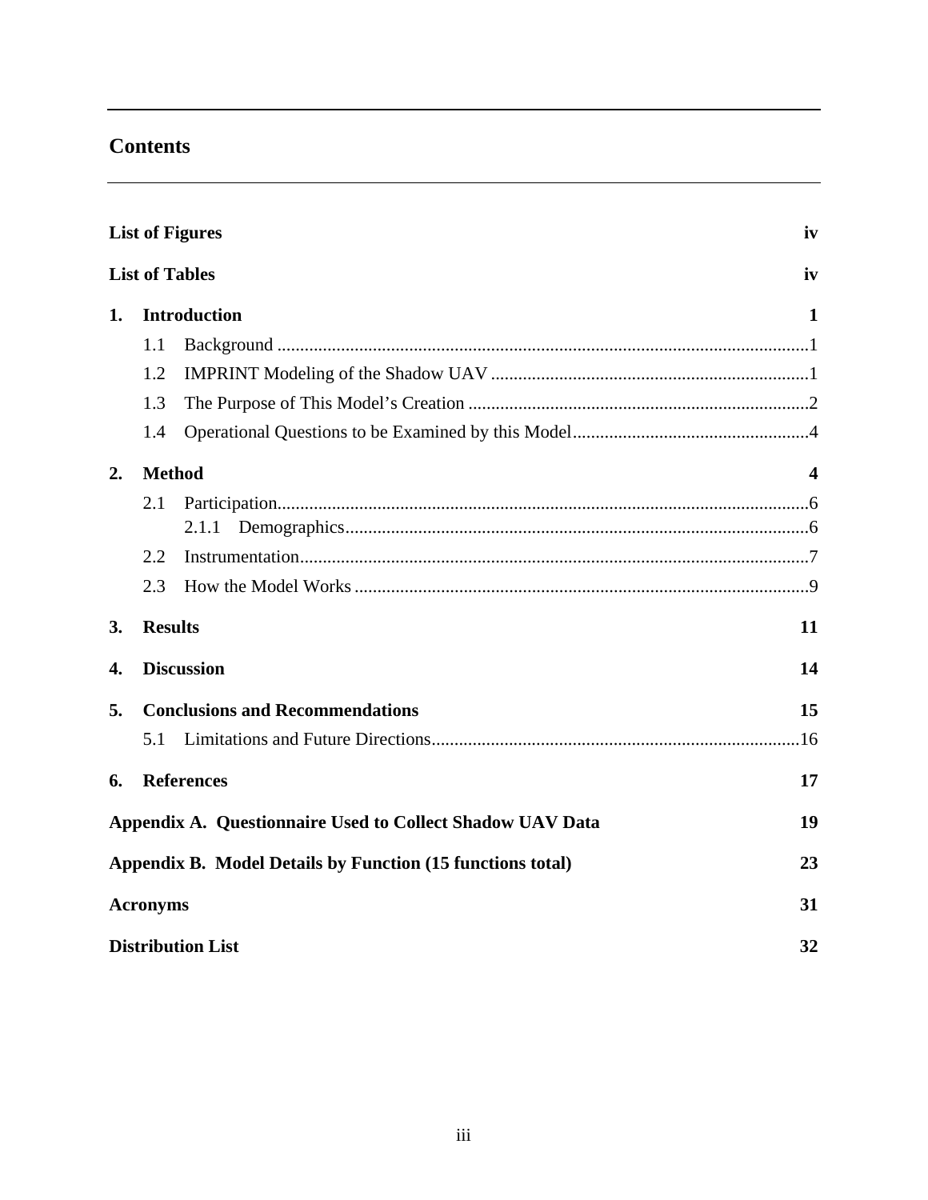## Contents

**List of Figures** iv

**List of Tables** iv

**1. Introduction** 1

- 1.1 Background 1
- 1.2 IMPRINT Modeling of the Shadow UAV 1
- 1.3 The Purpose of This Model's Creation 2
- 1.4 Operational Questions to be Examined by this Model 4

**2. Method** 4

- 2.1 Participation 6
  - 2.1.1 Demographics 6
- 2.2 Instrumentation 7
- 2.3 How the Model Works 9

**3. Results** 11

**4. Discussion** 14

**5. Conclusions and Recommendations** 15

- 5.1 Limitations and Future Directions 16

**6. References** 17

**Appendix A. Questionnaire Used to Collect Shadow UAV Data** 19

**Appendix B. Model Details by Function (15 functions total)** 23

**Acronyms** 31

**Distribution List** 32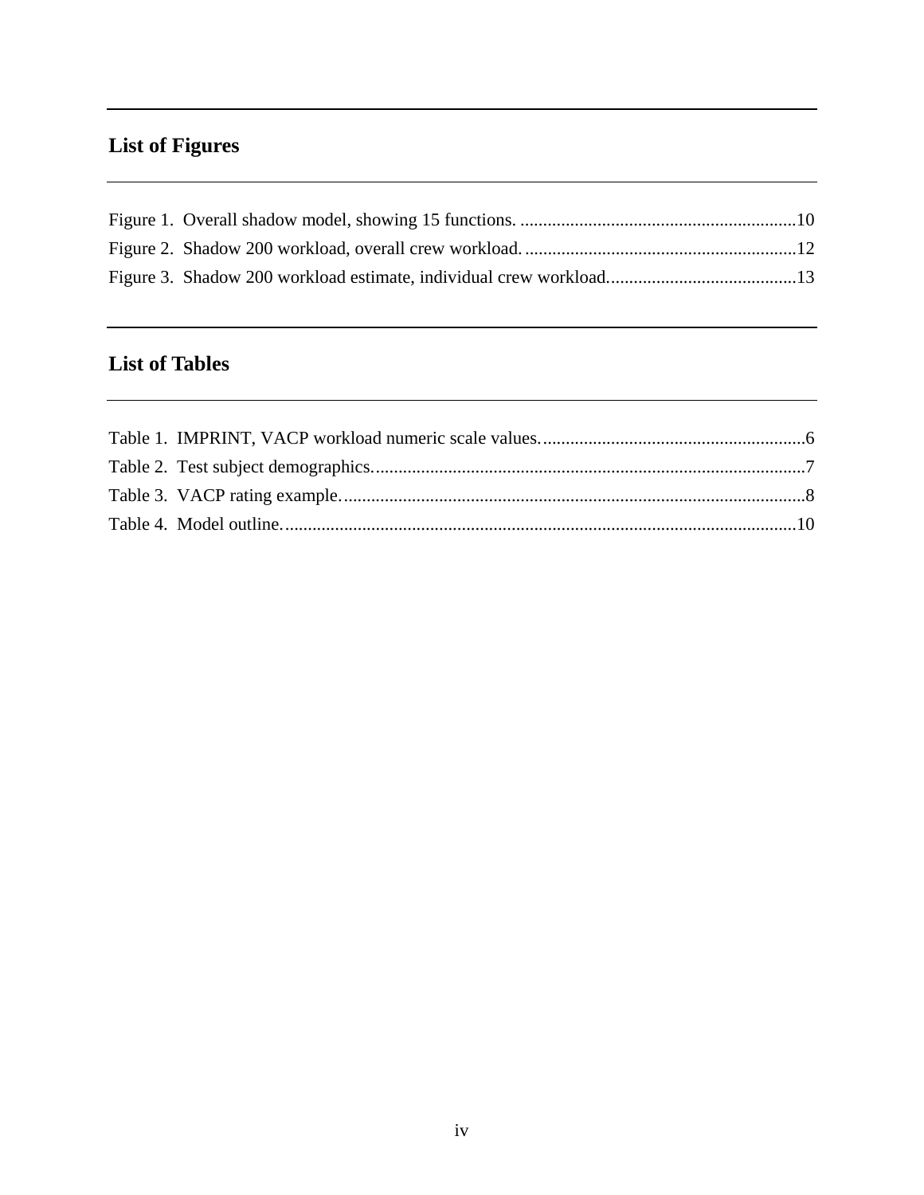## List of Figures

Figure 1. Overall shadow model, showing 15 functions. ............................................................10
Figure 2. Shadow 200 workload, overall crew workload. ...........................................................12
Figure 3. Shadow 200 workload estimate, individual crew workload.........................................13

## List of Tables

Table 1. IMPRINT, VACP workload numeric scale values. .........................................................6
Table 2. Test subject demographics. ..............................................................................................7
Table 3. VACP rating example. .....................................................................................................8
Table 4. Model outline. ................................................................................................................10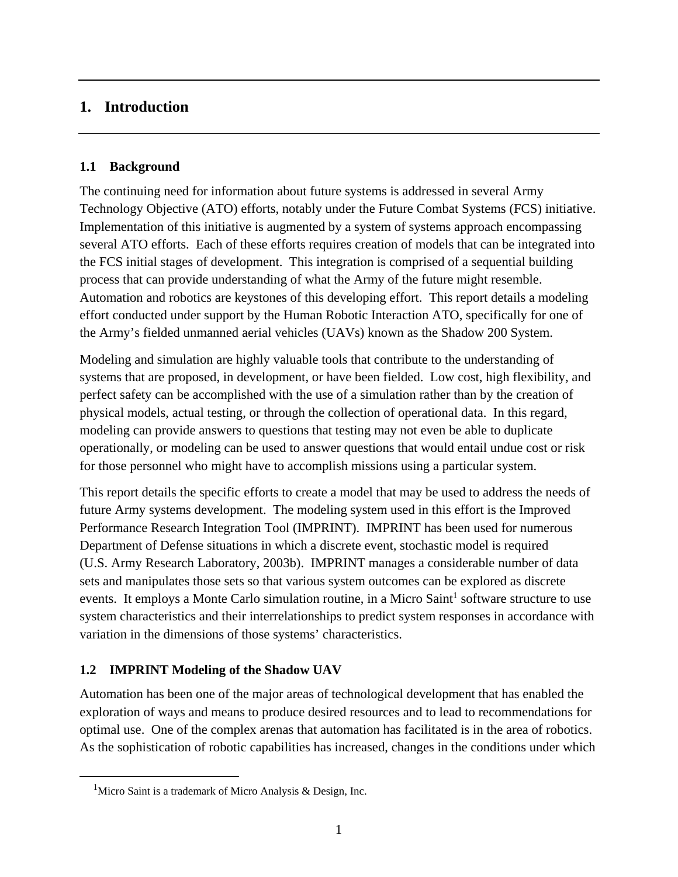# 1. Introduction

## 1.1 Background

The continuing need for information about future systems is addressed in several Army Technology Objective (ATO) efforts, notably under the Future Combat Systems (FCS) initiative. Implementation of this initiative is augmented by a system of systems approach encompassing several ATO efforts. Each of these efforts requires creation of models that can be integrated into the FCS initial stages of development. This integration is comprised of a sequential building process that can provide understanding of what the Army of the future might resemble. Automation and robotics are keystones of this developing effort. This report details a modeling effort conducted under support by the Human Robotic Interaction ATO, specifically for one of the Army's fielded unmanned aerial vehicles (UAVs) known as the Shadow 200 System.

Modeling and simulation are highly valuable tools that contribute to the understanding of systems that are proposed, in development, or have been fielded. Low cost, high flexibility, and perfect safety can be accomplished with the use of a simulation rather than by the creation of physical models, actual testing, or through the collection of operational data. In this regard, modeling can provide answers to questions that testing may not even be able to duplicate operationally, or modeling can be used to answer questions that would entail undue cost or risk for those personnel who might have to accomplish missions using a particular system.

This report details the specific efforts to create a model that may be used to address the needs of future Army systems development. The modeling system used in this effort is the Improved Performance Research Integration Tool (IMPRINT). IMPRINT has been used for numerous Department of Defense situations in which a discrete event, stochastic model is required (U.S. Army Research Laboratory, 2003b). IMPRINT manages a considerable number of data sets and manipulates those sets so that various system outcomes can be explored as discrete events. It employs a Monte Carlo simulation routine, in a Micro Saint[1] software structure to use system characteristics and their interrelationships to predict system responses in accordance with variation in the dimensions of those systems' characteristics.

## 1.2 IMPRINT Modeling of the Shadow UAV

Automation has been one of the major areas of technological development that has enabled the exploration of ways and means to produce desired resources and to lead to recommendations for optimal use. One of the complex arenas that automation has facilitated is in the area of robotics. As the sophistication of robotic capabilities has increased, changes in the conditions under which

[1]Micro Saint is a trademark of Micro Analysis & Design, Inc.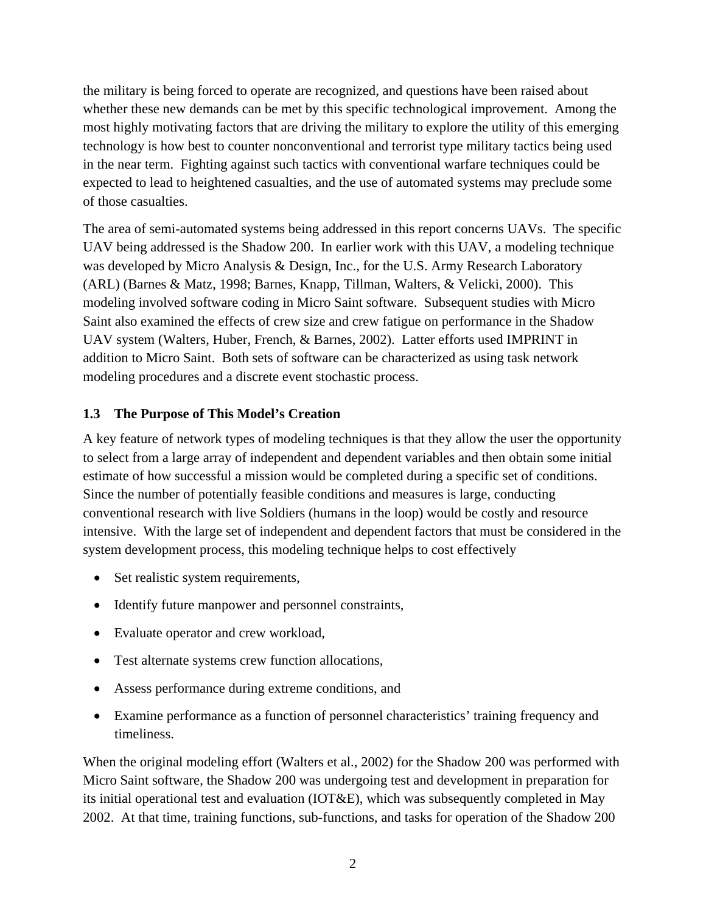the military is being forced to operate are recognized, and questions have been raised about whether these new demands can be met by this specific technological improvement. Among the most highly motivating factors that are driving the military to explore the utility of this emerging technology is how best to counter nonconventional and terrorist type military tactics being used in the near term. Fighting against such tactics with conventional warfare techniques could be expected to lead to heightened casualties, and the use of automated systems may preclude some of those casualties.

The area of semi-automated systems being addressed in this report concerns UAVs. The specific UAV being addressed is the Shadow 200. In earlier work with this UAV, a modeling technique was developed by Micro Analysis & Design, Inc., for the U.S. Army Research Laboratory (ARL) (Barnes & Matz, 1998; Barnes, Knapp, Tillman, Walters, & Velicki, 2000). This modeling involved software coding in Micro Saint software. Subsequent studies with Micro Saint also examined the effects of crew size and crew fatigue on performance in the Shadow UAV system (Walters, Huber, French, & Barnes, 2002). Latter efforts used IMPRINT in addition to Micro Saint. Both sets of software can be characterized as using task network modeling procedures and a discrete event stochastic process.

### 1.3 The Purpose of This Model's Creation

A key feature of network types of modeling techniques is that they allow the user the opportunity to select from a large array of independent and dependent variables and then obtain some initial estimate of how successful a mission would be completed during a specific set of conditions. Since the number of potentially feasible conditions and measures is large, conducting conventional research with live Soldiers (humans in the loop) would be costly and resource intensive. With the large set of independent and dependent factors that must be considered in the system development process, this modeling technique helps to cost effectively

- Set realistic system requirements,
- Identify future manpower and personnel constraints,
- Evaluate operator and crew workload,
- Test alternate systems crew function allocations,
- Assess performance during extreme conditions, and
- Examine performance as a function of personnel characteristics' training frequency and timeliness.

When the original modeling effort (Walters et al., 2002) for the Shadow 200 was performed with Micro Saint software, the Shadow 200 was undergoing test and development in preparation for its initial operational test and evaluation (IOT&E), which was subsequently completed in May 2002. At that time, training functions, sub-functions, and tasks for operation of the Shadow 200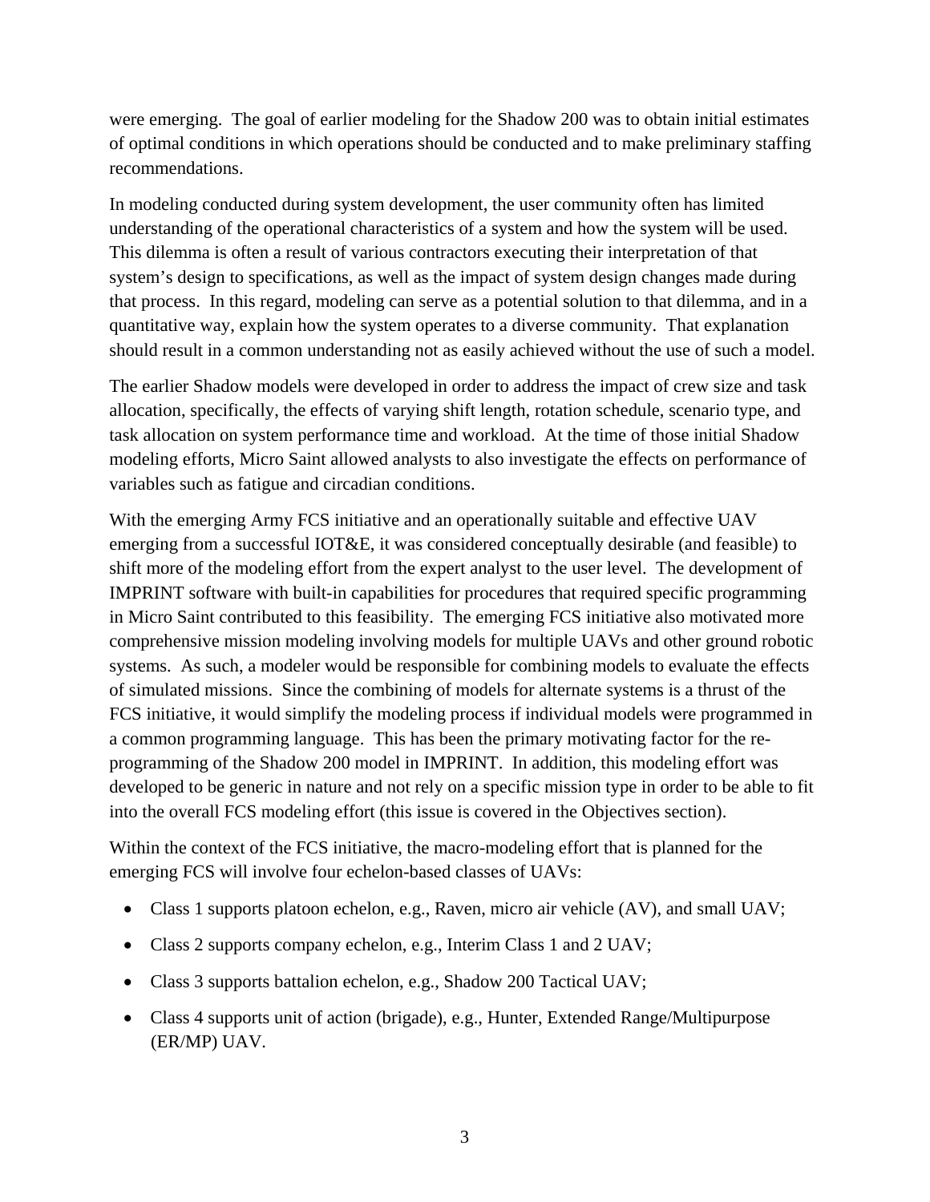were emerging. The goal of earlier modeling for the Shadow 200 was to obtain initial estimates of optimal conditions in which operations should be conducted and to make preliminary staffing recommendations.

In modeling conducted during system development, the user community often has limited understanding of the operational characteristics of a system and how the system will be used. This dilemma is often a result of various contractors executing their interpretation of that system's design to specifications, as well as the impact of system design changes made during that process. In this regard, modeling can serve as a potential solution to that dilemma, and in a quantitative way, explain how the system operates to a diverse community. That explanation should result in a common understanding not as easily achieved without the use of such a model.

The earlier Shadow models were developed in order to address the impact of crew size and task allocation, specifically, the effects of varying shift length, rotation schedule, scenario type, and task allocation on system performance time and workload. At the time of those initial Shadow modeling efforts, Micro Saint allowed analysts to also investigate the effects on performance of variables such as fatigue and circadian conditions.

With the emerging Army FCS initiative and an operationally suitable and effective UAV emerging from a successful IOT&E, it was considered conceptually desirable (and feasible) to shift more of the modeling effort from the expert analyst to the user level. The development of IMPRINT software with built-in capabilities for procedures that required specific programming in Micro Saint contributed to this feasibility. The emerging FCS initiative also motivated more comprehensive mission modeling involving models for multiple UAVs and other ground robotic systems. As such, a modeler would be responsible for combining models to evaluate the effects of simulated missions. Since the combining of models for alternate systems is a thrust of the FCS initiative, it would simplify the modeling process if individual models were programmed in a common programming language. This has been the primary motivating factor for the re-programming of the Shadow 200 model in IMPRINT. In addition, this modeling effort was developed to be generic in nature and not rely on a specific mission type in order to be able to fit into the overall FCS modeling effort (this issue is covered in the Objectives section).

Within the context of the FCS initiative, the macro-modeling effort that is planned for the emerging FCS will involve four echelon-based classes of UAVs:

- Class 1 supports platoon echelon, e.g., Raven, micro air vehicle (AV), and small UAV;
- Class 2 supports company echelon, e.g., Interim Class 1 and 2 UAV;
- Class 3 supports battalion echelon, e.g., Shadow 200 Tactical UAV;
- Class 4 supports unit of action (brigade), e.g., Hunter, Extended Range/Multipurpose (ER/MP) UAV.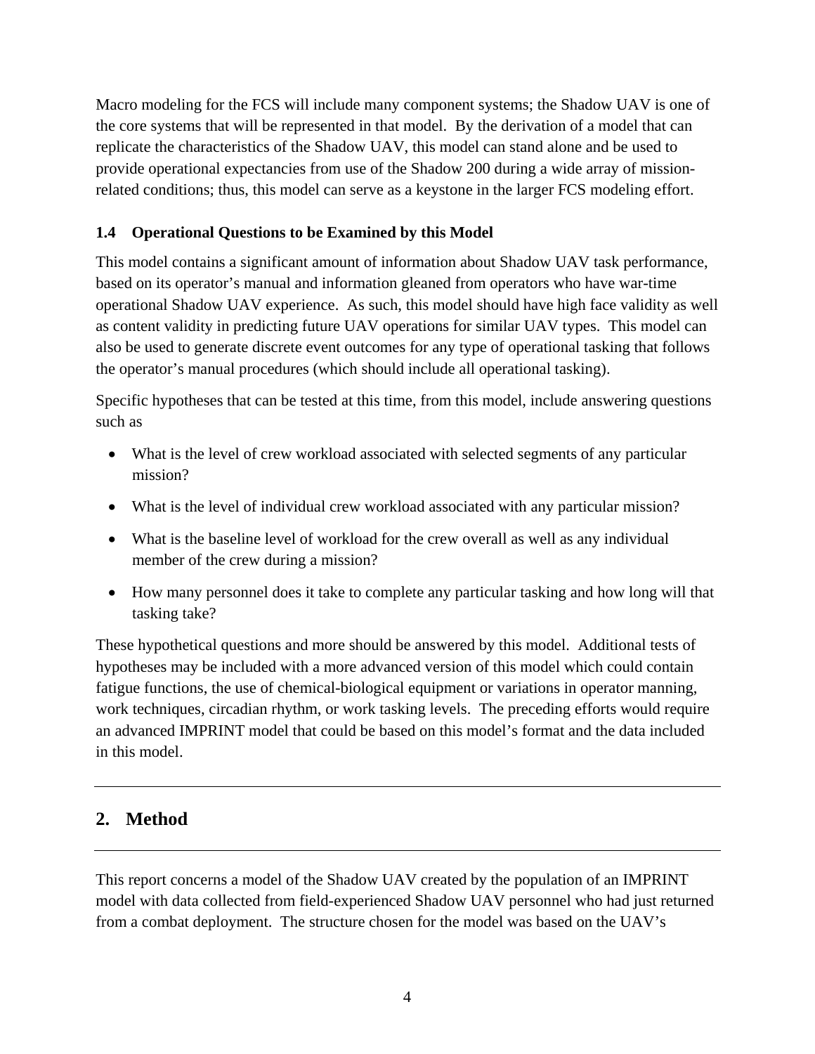Macro modeling for the FCS will include many component systems; the Shadow UAV is one of the core systems that will be represented in that model. By the derivation of a model that can replicate the characteristics of the Shadow UAV, this model can stand alone and be used to provide operational expectancies from use of the Shadow 200 during a wide array of mission-related conditions; thus, this model can serve as a keystone in the larger FCS modeling effort.

### 1.4 Operational Questions to be Examined by this Model

This model contains a significant amount of information about Shadow UAV task performance, based on its operator's manual and information gleaned from operators who have war-time operational Shadow UAV experience. As such, this model should have high face validity as well as content validity in predicting future UAV operations for similar UAV types. This model can also be used to generate discrete event outcomes for any type of operational tasking that follows the operator's manual procedures (which should include all operational tasking).

Specific hypotheses that can be tested at this time, from this model, include answering questions such as

- What is the level of crew workload associated with selected segments of any particular mission?
- What is the level of individual crew workload associated with any particular mission?
- What is the baseline level of workload for the crew overall as well as any individual member of the crew during a mission?
- How many personnel does it take to complete any particular tasking and how long will that tasking take?

These hypothetical questions and more should be answered by this model. Additional tests of hypotheses may be included with a more advanced version of this model which could contain fatigue functions, the use of chemical-biological equipment or variations in operator manning, work techniques, circadian rhythm, or work tasking levels. The preceding efforts would require an advanced IMPRINT model that could be based on this model's format and the data included in this model.

## 2. Method

This report concerns a model of the Shadow UAV created by the population of an IMPRINT model with data collected from field-experienced Shadow UAV personnel who had just returned from a combat deployment. The structure chosen for the model was based on the UAV's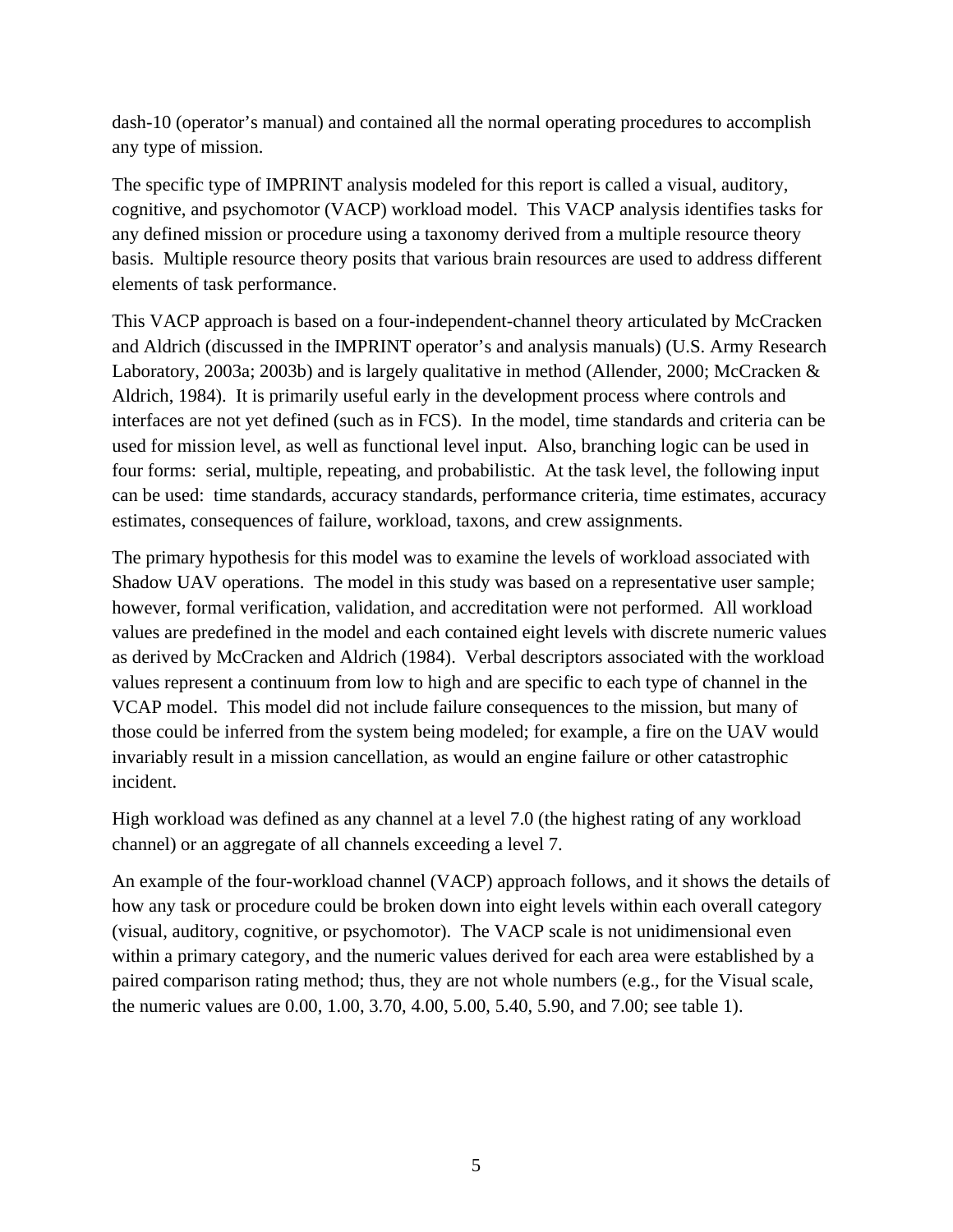dash-10 (operator's manual) and contained all the normal operating procedures to accomplish any type of mission.

The specific type of IMPRINT analysis modeled for this report is called a visual, auditory, cognitive, and psychomotor (VACP) workload model. This VACP analysis identifies tasks for any defined mission or procedure using a taxonomy derived from a multiple resource theory basis. Multiple resource theory posits that various brain resources are used to address different elements of task performance.

This VACP approach is based on a four-independent-channel theory articulated by McCracken and Aldrich (discussed in the IMPRINT operator's and analysis manuals) (U.S. Army Research Laboratory, 2003a; 2003b) and is largely qualitative in method (Allender, 2000; McCracken & Aldrich, 1984). It is primarily useful early in the development process where controls and interfaces are not yet defined (such as in FCS). In the model, time standards and criteria can be used for mission level, as well as functional level input. Also, branching logic can be used in four forms: serial, multiple, repeating, and probabilistic. At the task level, the following input can be used: time standards, accuracy standards, performance criteria, time estimates, accuracy estimates, consequences of failure, workload, taxons, and crew assignments.

The primary hypothesis for this model was to examine the levels of workload associated with Shadow UAV operations. The model in this study was based on a representative user sample; however, formal verification, validation, and accreditation were not performed. All workload values are predefined in the model and each contained eight levels with discrete numeric values as derived by McCracken and Aldrich (1984). Verbal descriptors associated with the workload values represent a continuum from low to high and are specific to each type of channel in the VCAP model. This model did not include failure consequences to the mission, but many of those could be inferred from the system being modeled; for example, a fire on the UAV would invariably result in a mission cancellation, as would an engine failure or other catastrophic incident.

High workload was defined as any channel at a level 7.0 (the highest rating of any workload channel) or an aggregate of all channels exceeding a level 7.

An example of the four-workload channel (VACP) approach follows, and it shows the details of how any task or procedure could be broken down into eight levels within each overall category (visual, auditory, cognitive, or psychomotor). The VACP scale is not unidimensional even within a primary category, and the numeric values derived for each area were established by a paired comparison rating method; thus, they are not whole numbers (e.g., for the Visual scale, the numeric values are 0.00, 1.00, 3.70, 4.00, 5.00, 5.40, 5.90, and 7.00; see table 1).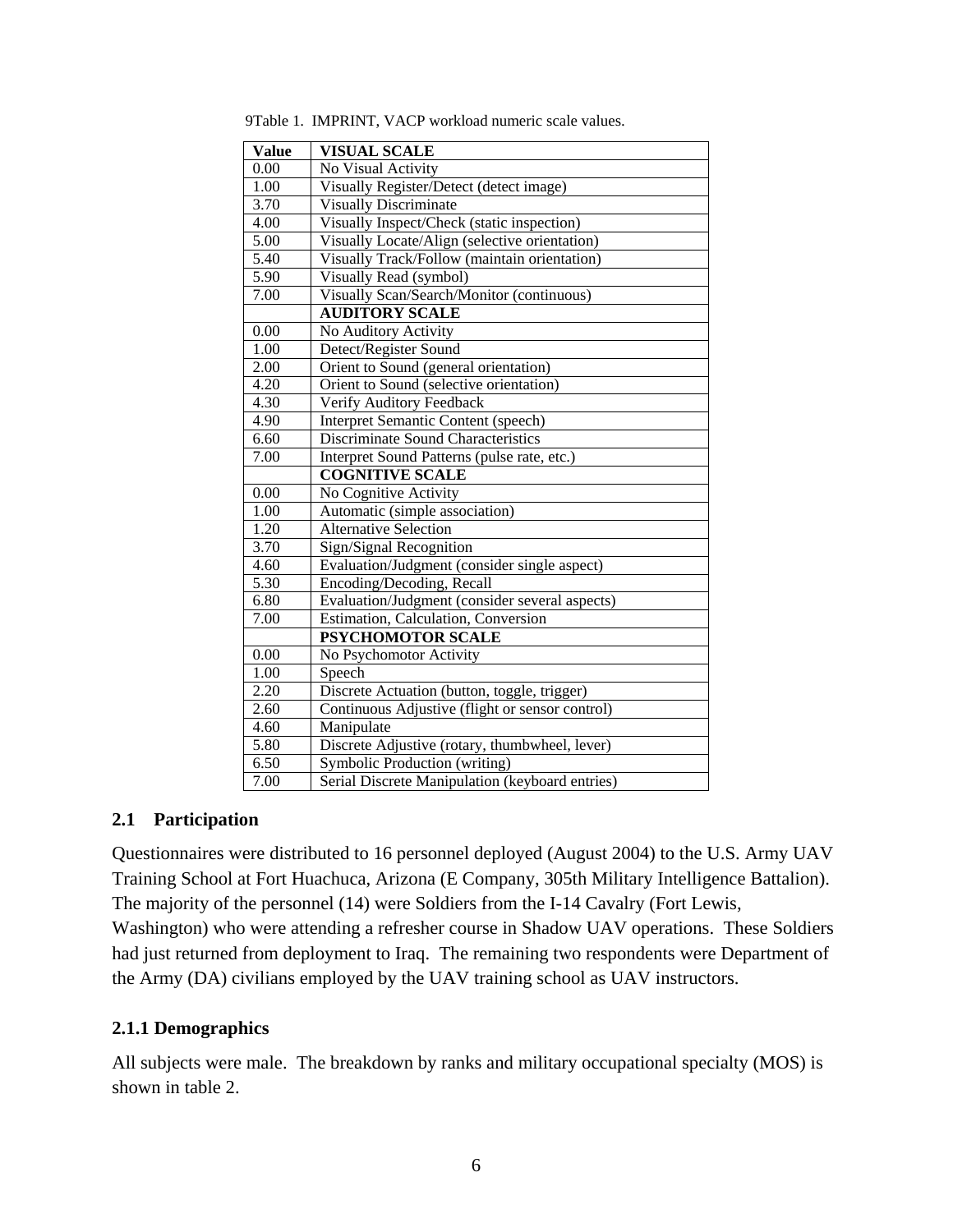9Table 1. IMPRINT, VACP workload numeric scale values.

| Value | VISUAL SCALE |
|---|---|
| 0.00 | No Visual Activity |
| 1.00 | Visually Register/Detect (detect image) |
| 3.70 | Visually Discriminate |
| 4.00 | Visually Inspect/Check (static inspection) |
| 5.00 | Visually Locate/Align (selective orientation) |
| 5.40 | Visually Track/Follow (maintain orientation) |
| 5.90 | Visually Read (symbol) |
| 7.00 | Visually Scan/Search/Monitor (continuous) |
| | **AUDITORY SCALE** |
| 0.00 | No Auditory Activity |
| 1.00 | Detect/Register Sound |
| 2.00 | Orient to Sound (general orientation) |
| 4.20 | Orient to Sound (selective orientation) |
| 4.30 | Verify Auditory Feedback |
| 4.90 | Interpret Semantic Content (speech) |
| 6.60 | Discriminate Sound Characteristics |
| 7.00 | Interpret Sound Patterns (pulse rate, etc.) |
| | **COGNITIVE SCALE** |
| 0.00 | No Cognitive Activity |
| 1.00 | Automatic (simple association) |
| 1.20 | Alternative Selection |
| 3.70 | Sign/Signal Recognition |
| 4.60 | Evaluation/Judgment (consider single aspect) |
| 5.30 | Encoding/Decoding, Recall |
| 6.80 | Evaluation/Judgment (consider several aspects) |
| 7.00 | Estimation, Calculation, Conversion |
| | **PSYCHOMOTOR SCALE** |
| 0.00 | No Psychomotor Activity |
| 1.00 | Speech |
| 2.20 | Discrete Actuation (button, toggle, trigger) |
| 2.60 | Continuous Adjustive (flight or sensor control) |
| 4.60 | Manipulate |
| 5.80 | Discrete Adjustive (rotary, thumbwheel, lever) |
| 6.50 | Symbolic Production (writing) |
| 7.00 | Serial Discrete Manipulation (keyboard entries) |

## 2.1 Participation

Questionnaires were distributed to 16 personnel deployed (August 2004) to the U.S. Army UAV Training School at Fort Huachuca, Arizona (E Company, 305th Military Intelligence Battalion). The majority of the personnel (14) were Soldiers from the I-14 Cavalry (Fort Lewis, Washington) who were attending a refresher course in Shadow UAV operations. These Soldiers had just returned from deployment to Iraq. The remaining two respondents were Department of the Army (DA) civilians employed by the UAV training school as UAV instructors.

### 2.1.1 Demographics

All subjects were male. The breakdown by ranks and military occupational specialty (MOS) is shown in table 2.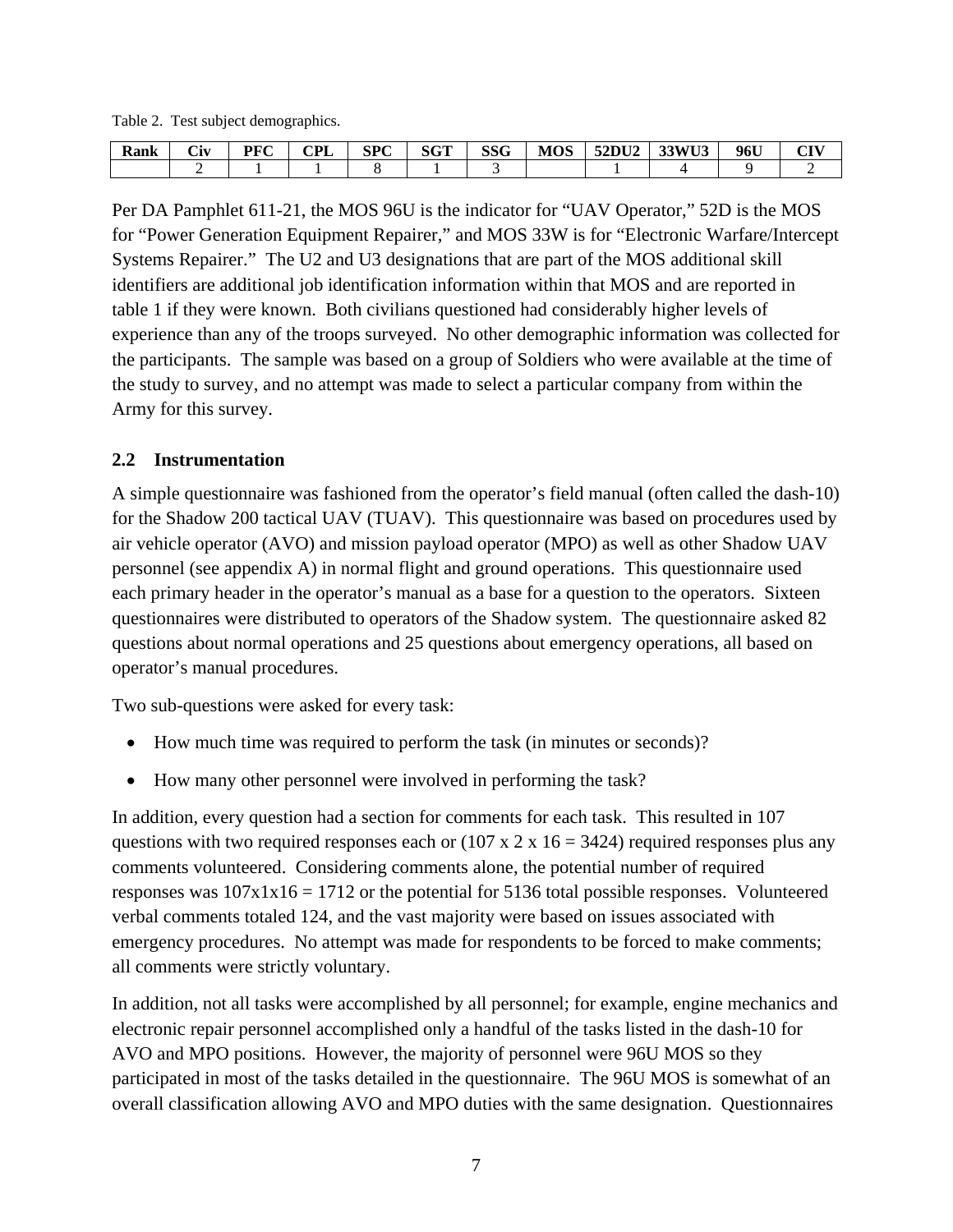Table 2. Test subject demographics.

| Rank | Civ | PFC | CPL | SPC | SGT | SSG | MOS | 52DU2 | 33WU3 | 96U | CIV |
|---|---|---|---|---|---|---|---|---|---|---|---|
| | 2 | 1 | 1 | 8 | 1 | 3 | | 1 | 4 | 9 | 2 |

Per DA Pamphlet 611-21, the MOS 96U is the indicator for "UAV Operator," 52D is the MOS for "Power Generation Equipment Repairer," and MOS 33W is for "Electronic Warfare/Intercept Systems Repairer." The U2 and U3 designations that are part of the MOS additional skill identifiers are additional job identification information within that MOS and are reported in table 1 if they were known. Both civilians questioned had considerably higher levels of experience than any of the troops surveyed. No other demographic information was collected for the participants. The sample was based on a group of Soldiers who were available at the time of the study to survey, and no attempt was made to select a particular company from within the Army for this survey.

### 2.2 Instrumentation

A simple questionnaire was fashioned from the operator's field manual (often called the dash-10) for the Shadow 200 tactical UAV (TUAV). This questionnaire was based on procedures used by air vehicle operator (AVO) and mission payload operator (MPO) as well as other Shadow UAV personnel (see appendix A) in normal flight and ground operations. This questionnaire used each primary header in the operator's manual as a base for a question to the operators. Sixteen questionnaires were distributed to operators of the Shadow system. The questionnaire asked 82 questions about normal operations and 25 questions about emergency operations, all based on operator's manual procedures.

Two sub-questions were asked for every task:

- How much time was required to perform the task (in minutes or seconds)?
- How many other personnel were involved in performing the task?

In addition, every question had a section for comments for each task. This resulted in 107 questions with two required responses each or (107 x 2 x 16 = 3424) required responses plus any comments volunteered. Considering comments alone, the potential number of required responses was 107x1x16 = 1712 or the potential for 5136 total possible responses. Volunteered verbal comments totaled 124, and the vast majority were based on issues associated with emergency procedures. No attempt was made for respondents to be forced to make comments; all comments were strictly voluntary.

In addition, not all tasks were accomplished by all personnel; for example, engine mechanics and electronic repair personnel accomplished only a handful of the tasks listed in the dash-10 for AVO and MPO positions. However, the majority of personnel were 96U MOS so they participated in most of the tasks detailed in the questionnaire. The 96U MOS is somewhat of an overall classification allowing AVO and MPO duties with the same designation. Questionnaires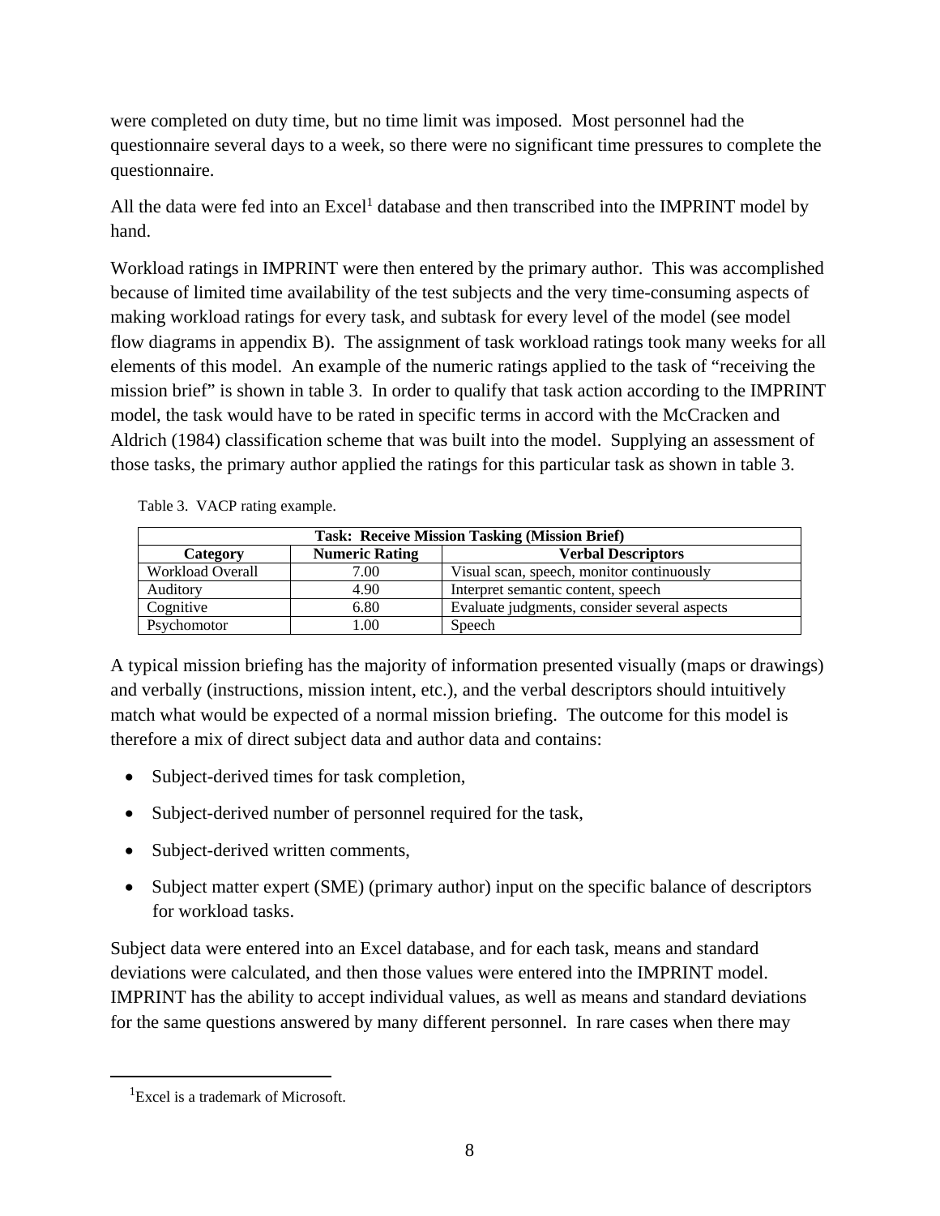were completed on duty time, but no time limit was imposed. Most personnel had the questionnaire several days to a week, so there were no significant time pressures to complete the questionnaire.

All the data were fed into an Excel[1] database and then transcribed into the IMPRINT model by hand.

Workload ratings in IMPRINT were then entered by the primary author. This was accomplished because of limited time availability of the test subjects and the very time-consuming aspects of making workload ratings for every task, and subtask for every level of the model (see model flow diagrams in appendix B). The assignment of task workload ratings took many weeks for all elements of this model. An example of the numeric ratings applied to the task of "receiving the mission brief" is shown in table 3. In order to qualify that task action according to the IMPRINT model, the task would have to be rated in specific terms in accord with the McCracken and Aldrich (1984) classification scheme that was built into the model. Supplying an assessment of those tasks, the primary author applied the ratings for this particular task as shown in table 3.

Table 3. VACP rating example.

| **Task: Receive Mission Tasking (Mission Brief)** | | |
|---|---|---|
| **Category** | **Numeric Rating** | **Verbal Descriptors** |
| Workload Overall | 7.00 | Visual scan, speech, monitor continuously |
| Auditory | 4.90 | Interpret semantic content, speech |
| Cognitive | 6.80 | Evaluate judgments, consider several aspects |
| Psychomotor | 1.00 | Speech |

A typical mission briefing has the majority of information presented visually (maps or drawings) and verbally (instructions, mission intent, etc.), and the verbal descriptors should intuitively match what would be expected of a normal mission briefing. The outcome for this model is therefore a mix of direct subject data and author data and contains:

- Subject-derived times for task completion,
- Subject-derived number of personnel required for the task,
- Subject-derived written comments,
- Subject matter expert (SME) (primary author) input on the specific balance of descriptors for workload tasks.

Subject data were entered into an Excel database, and for each task, means and standard deviations were calculated, and then those values were entered into the IMPRINT model. IMPRINT has the ability to accept individual values, as well as means and standard deviations for the same questions answered by many different personnel. In rare cases when there may

[1]Excel is a trademark of Microsoft.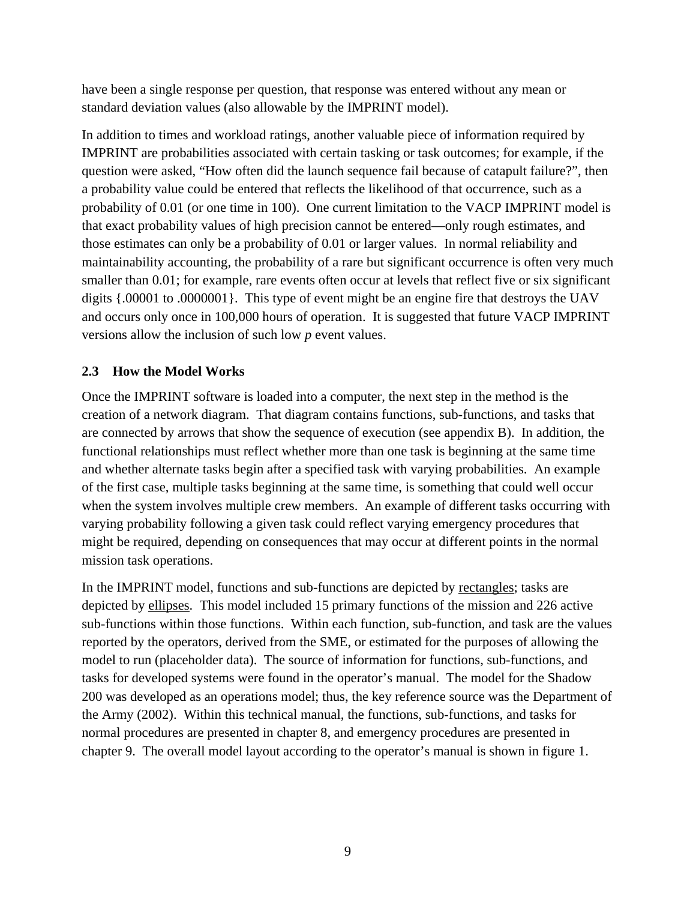have been a single response per question, that response was entered without any mean or standard deviation values (also allowable by the IMPRINT model).

In addition to times and workload ratings, another valuable piece of information required by IMPRINT are probabilities associated with certain tasking or task outcomes; for example, if the question were asked, "How often did the launch sequence fail because of catapult failure?", then a probability value could be entered that reflects the likelihood of that occurrence, such as a probability of 0.01 (or one time in 100). One current limitation to the VACP IMPRINT model is that exact probability values of high precision cannot be entered—only rough estimates, and those estimates can only be a probability of 0.01 or larger values. In normal reliability and maintainability accounting, the probability of a rare but significant occurrence is often very much smaller than 0.01; for example, rare events often occur at levels that reflect five or six significant digits {.00001 to .0000001}. This type of event might be an engine fire that destroys the UAV and occurs only once in 100,000 hours of operation. It is suggested that future VACP IMPRINT versions allow the inclusion of such low *p* event values.

## 2.3 How the Model Works

Once the IMPRINT software is loaded into a computer, the next step in the method is the creation of a network diagram. That diagram contains functions, sub-functions, and tasks that are connected by arrows that show the sequence of execution (see appendix B). In addition, the functional relationships must reflect whether more than one task is beginning at the same time and whether alternate tasks begin after a specified task with varying probabilities. An example of the first case, multiple tasks beginning at the same time, is something that could well occur when the system involves multiple crew members. An example of different tasks occurring with varying probability following a given task could reflect varying emergency procedures that might be required, depending on consequences that may occur at different points in the normal mission task operations.

In the IMPRINT model, functions and sub-functions are depicted by rectangles; tasks are depicted by ellipses. This model included 15 primary functions of the mission and 226 active sub-functions within those functions. Within each function, sub-function, and task are the values reported by the operators, derived from the SME, or estimated for the purposes of allowing the model to run (placeholder data). The source of information for functions, sub-functions, and tasks for developed systems were found in the operator's manual. The model for the Shadow 200 was developed as an operations model; thus, the key reference source was the Department of the Army (2002). Within this technical manual, the functions, sub-functions, and tasks for normal procedures are presented in chapter 8, and emergency procedures are presented in chapter 9. The overall model layout according to the operator's manual is shown in figure 1.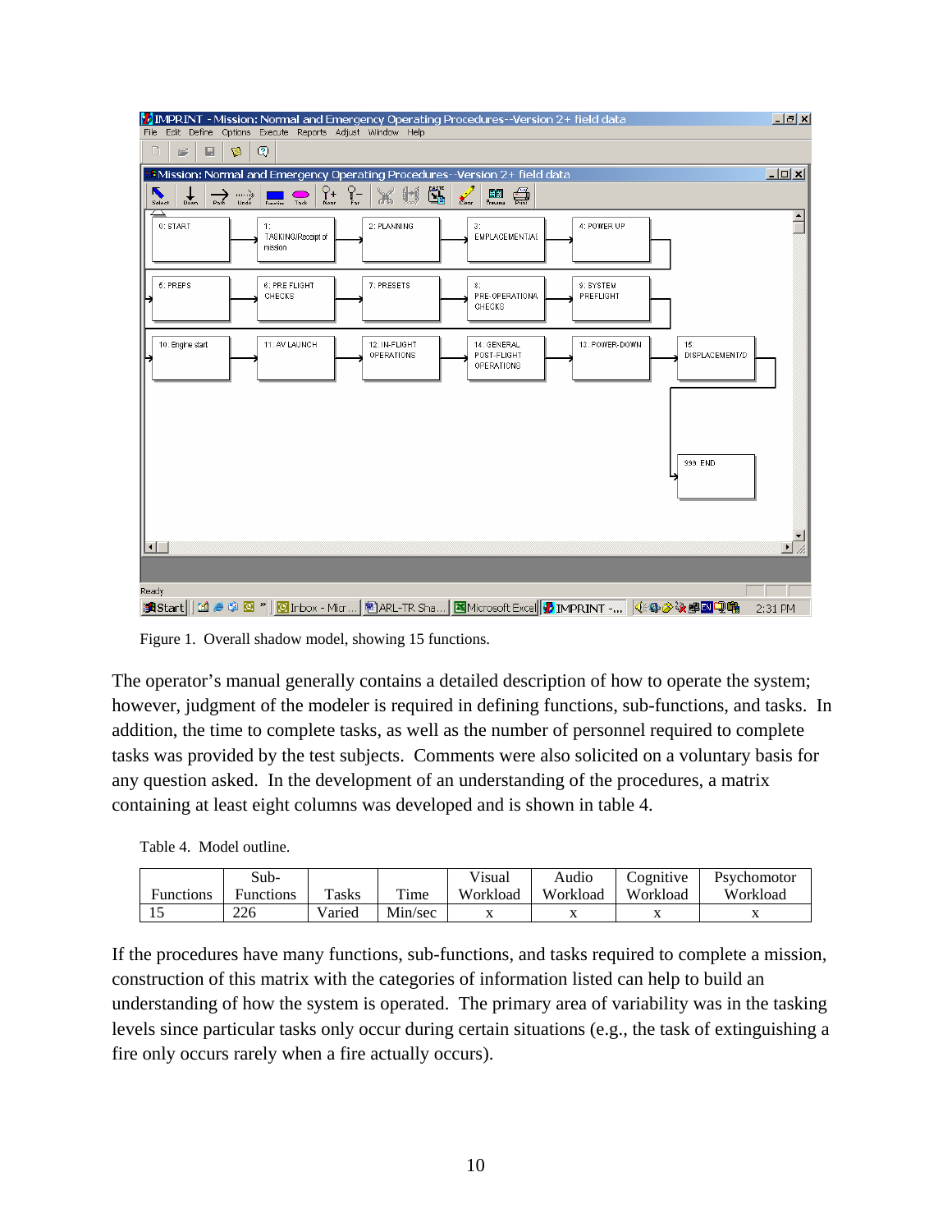Figure 1. Overall shadow model, showing 15 functions.

The operator's manual generally contains a detailed description of how to operate the system; however, judgment of the modeler is required in defining functions, sub-functions, and tasks. In addition, the time to complete tasks, as well as the number of personnel required to complete tasks was provided by the test subjects. Comments were also solicited on a voluntary basis for any question asked. In the development of an understanding of the procedures, a matrix containing at least eight columns was developed and is shown in table 4.

Table 4. Model outline.

| Functions | Sub-Functions | Tasks | Time | Visual Workload | Audio Workload | Cognitive Workload | Psychomotor Workload |
|---|---|---|---|---|---|---|---|
| 15 | 226 | Varied | Min/sec | x | x | x | x |

If the procedures have many functions, sub-functions, and tasks required to complete a mission, construction of this matrix with the categories of information listed can help to build an understanding of how the system is operated. The primary area of variability was in the tasking levels since particular tasks only occur during certain situations (e.g., the task of extinguishing a fire only occurs rarely when a fire actually occurs).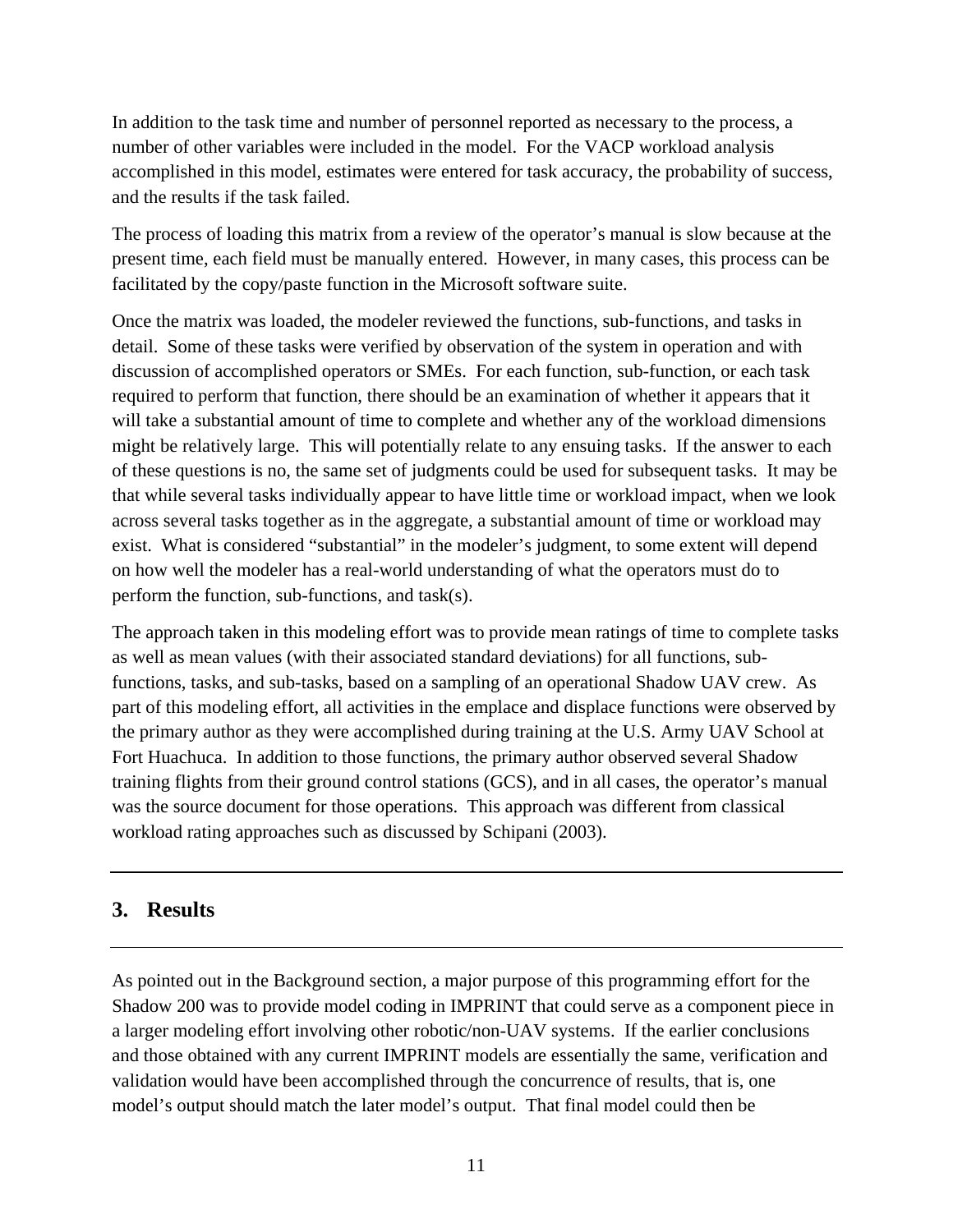In addition to the task time and number of personnel reported as necessary to the process, a number of other variables were included in the model. For the VACP workload analysis accomplished in this model, estimates were entered for task accuracy, the probability of success, and the results if the task failed.

The process of loading this matrix from a review of the operator's manual is slow because at the present time, each field must be manually entered. However, in many cases, this process can be facilitated by the copy/paste function in the Microsoft software suite.

Once the matrix was loaded, the modeler reviewed the functions, sub-functions, and tasks in detail. Some of these tasks were verified by observation of the system in operation and with discussion of accomplished operators or SMEs. For each function, sub-function, or each task required to perform that function, there should be an examination of whether it appears that it will take a substantial amount of time to complete and whether any of the workload dimensions might be relatively large. This will potentially relate to any ensuing tasks. If the answer to each of these questions is no, the same set of judgments could be used for subsequent tasks. It may be that while several tasks individually appear to have little time or workload impact, when we look across several tasks together as in the aggregate, a substantial amount of time or workload may exist. What is considered "substantial" in the modeler's judgment, to some extent will depend on how well the modeler has a real-world understanding of what the operators must do to perform the function, sub-functions, and task(s).

The approach taken in this modeling effort was to provide mean ratings of time to complete tasks as well as mean values (with their associated standard deviations) for all functions, sub-functions, tasks, and sub-tasks, based on a sampling of an operational Shadow UAV crew. As part of this modeling effort, all activities in the emplace and displace functions were observed by the primary author as they were accomplished during training at the U.S. Army UAV School at Fort Huachuca. In addition to those functions, the primary author observed several Shadow training flights from their ground control stations (GCS), and in all cases, the operator's manual was the source document for those operations. This approach was different from classical workload rating approaches such as discussed by Schipani (2003).

## 3. Results

As pointed out in the Background section, a major purpose of this programming effort for the Shadow 200 was to provide model coding in IMPRINT that could serve as a component piece in a larger modeling effort involving other robotic/non-UAV systems. If the earlier conclusions and those obtained with any current IMPRINT models are essentially the same, verification and validation would have been accomplished through the concurrence of results, that is, one model's output should match the later model's output. That final model could then be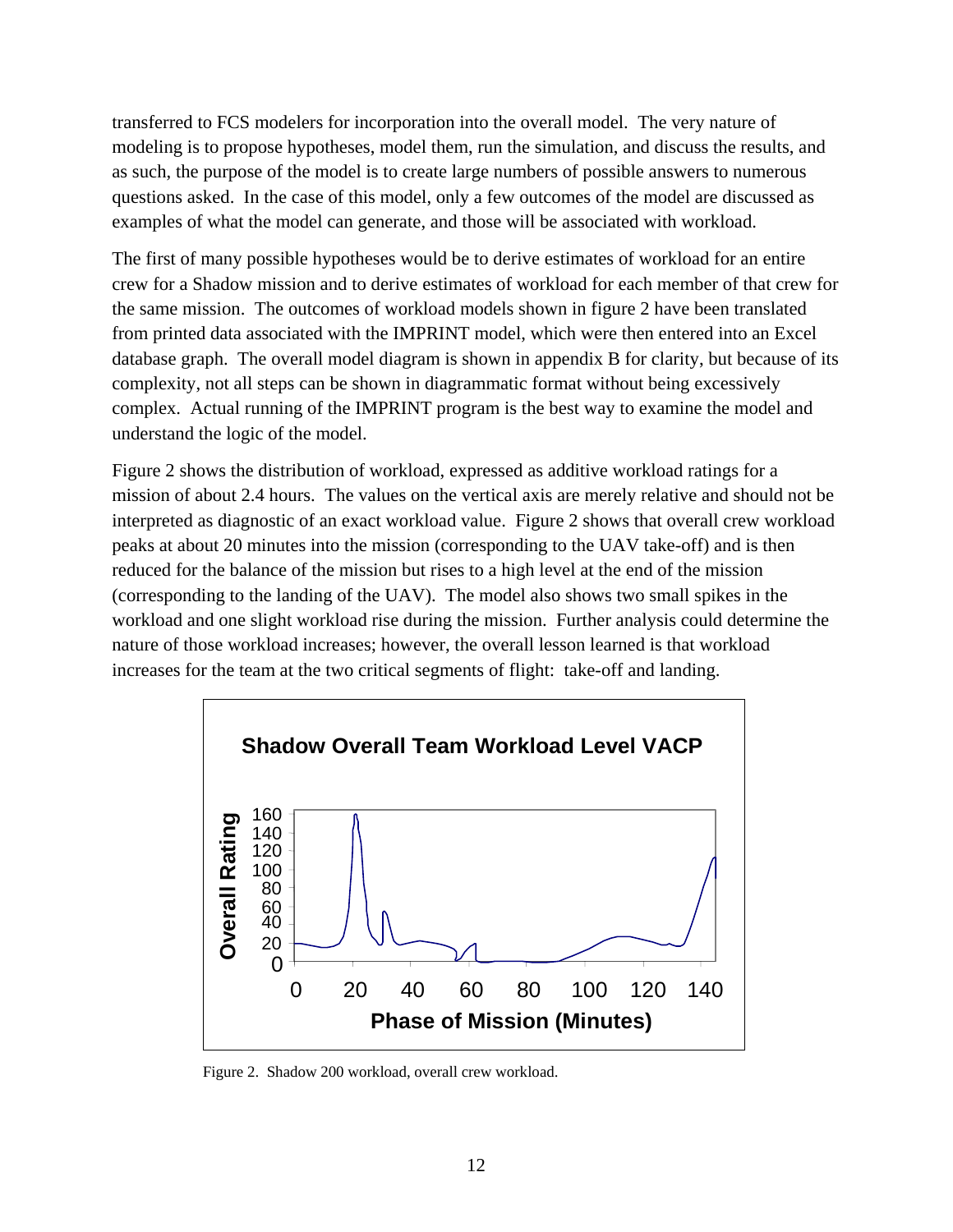transferred to FCS modelers for incorporation into the overall model. The very nature of modeling is to propose hypotheses, model them, run the simulation, and discuss the results, and as such, the purpose of the model is to create large numbers of possible answers to numerous questions asked. In the case of this model, only a few outcomes of the model are discussed as examples of what the model can generate, and those will be associated with workload.

The first of many possible hypotheses would be to derive estimates of workload for an entire crew for a Shadow mission and to derive estimates of workload for each member of that crew for the same mission. The outcomes of workload models shown in figure 2 have been translated from printed data associated with the IMPRINT model, which were then entered into an Excel database graph. The overall model diagram is shown in appendix B for clarity, but because of its complexity, not all steps can be shown in diagrammatic format without being excessively complex. Actual running of the IMPRINT program is the best way to examine the model and understand the logic of the model.

Figure 2 shows the distribution of workload, expressed as additive workload ratings for a mission of about 2.4 hours. The values on the vertical axis are merely relative and should not be interpreted as diagnostic of an exact workload value. Figure 2 shows that overall crew workload peaks at about 20 minutes into the mission (corresponding to the UAV take-off) and is then reduced for the balance of the mission but rises to a high level at the end of the mission (corresponding to the landing of the UAV). The model also shows two small spikes in the workload and one slight workload rise during the mission. Further analysis could determine the nature of those workload increases; however, the overall lesson learned is that workload increases for the team at the two critical segments of flight: take-off and landing.

Figure 2. Shadow 200 workload, overall crew workload.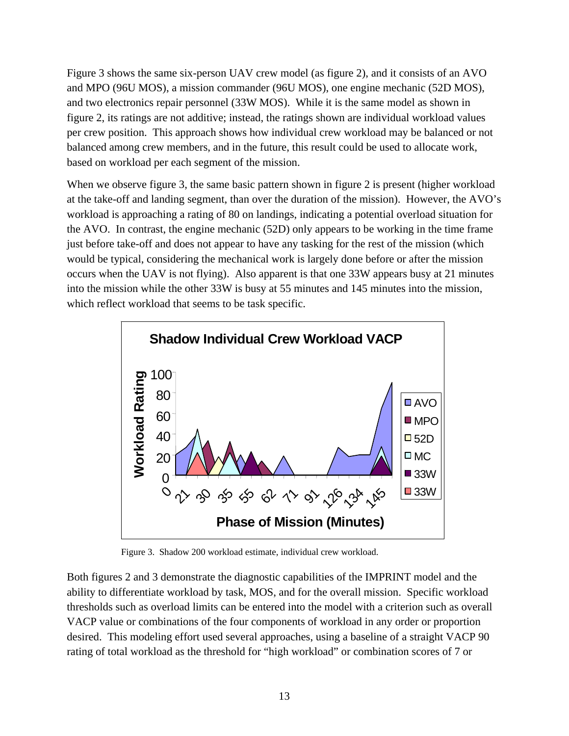Figure 3 shows the same six-person UAV crew model (as figure 2), and it consists of an AVO and MPO (96U MOS), a mission commander (96U MOS), one engine mechanic (52D MOS), and two electronics repair personnel (33W MOS). While it is the same model as shown in figure 2, its ratings are not additive; instead, the ratings shown are individual workload values per crew position. This approach shows how individual crew workload may be balanced or not balanced among crew members, and in the future, this result could be used to allocate work, based on workload per each segment of the mission.

When we observe figure 3, the same basic pattern shown in figure 2 is present (higher workload at the take-off and landing segment, than over the duration of the mission). However, the AVO's workload is approaching a rating of 80 on landings, indicating a potential overload situation for the AVO. In contrast, the engine mechanic (52D) only appears to be working in the time frame just before take-off and does not appear to have any tasking for the rest of the mission (which would be typical, considering the mechanical work is largely done before or after the mission occurs when the UAV is not flying). Also apparent is that one 33W appears busy at 21 minutes into the mission while the other 33W is busy at 55 minutes and 145 minutes into the mission, which reflect workload that seems to be task specific.

Figure 3. Shadow 200 workload estimate, individual crew workload.

Both figures 2 and 3 demonstrate the diagnostic capabilities of the IMPRINT model and the ability to differentiate workload by task, MOS, and for the overall mission. Specific workload thresholds such as overload limits can be entered into the model with a criterion such as overall VACP value or combinations of the four components of workload in any order or proportion desired. This modeling effort used several approaches, using a baseline of a straight VACP 90 rating of total workload as the threshold for "high workload" or combination scores of 7 or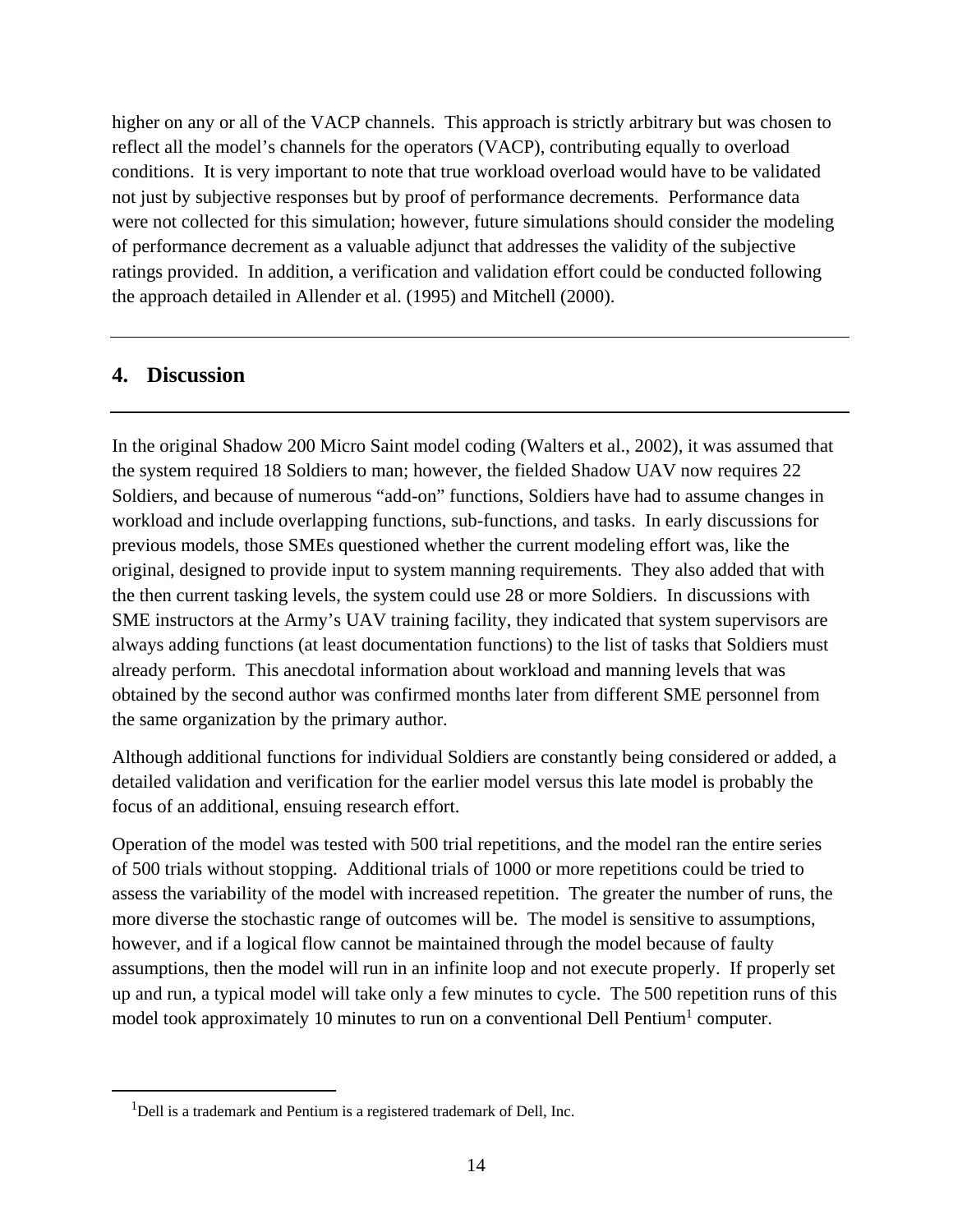higher on any or all of the VACP channels. This approach is strictly arbitrary but was chosen to reflect all the model's channels for the operators (VACP), contributing equally to overload conditions. It is very important to note that true workload overload would have to be validated not just by subjective responses but by proof of performance decrements. Performance data were not collected for this simulation; however, future simulations should consider the modeling of performance decrement as a valuable adjunct that addresses the validity of the subjective ratings provided. In addition, a verification and validation effort could be conducted following the approach detailed in Allender et al. (1995) and Mitchell (2000).

## 4. Discussion

In the original Shadow 200 Micro Saint model coding (Walters et al., 2002), it was assumed that the system required 18 Soldiers to man; however, the fielded Shadow UAV now requires 22 Soldiers, and because of numerous "add-on" functions, Soldiers have had to assume changes in workload and include overlapping functions, sub-functions, and tasks. In early discussions for previous models, those SMEs questioned whether the current modeling effort was, like the original, designed to provide input to system manning requirements. They also added that with the then current tasking levels, the system could use 28 or more Soldiers. In discussions with SME instructors at the Army's UAV training facility, they indicated that system supervisors are always adding functions (at least documentation functions) to the list of tasks that Soldiers must already perform. This anecdotal information about workload and manning levels that was obtained by the second author was confirmed months later from different SME personnel from the same organization by the primary author.

Although additional functions for individual Soldiers are constantly being considered or added, a detailed validation and verification for the earlier model versus this late model is probably the focus of an additional, ensuing research effort.

Operation of the model was tested with 500 trial repetitions, and the model ran the entire series of 500 trials without stopping. Additional trials of 1000 or more repetitions could be tried to assess the variability of the model with increased repetition. The greater the number of runs, the more diverse the stochastic range of outcomes will be. The model is sensitive to assumptions, however, and if a logical flow cannot be maintained through the model because of faulty assumptions, then the model will run in an infinite loop and not execute properly. If properly set up and run, a typical model will take only a few minutes to cycle. The 500 repetition runs of this model took approximately 10 minutes to run on a conventional Dell Pentium[1] computer.

[1]Dell is a trademark and Pentium is a registered trademark of Dell, Inc.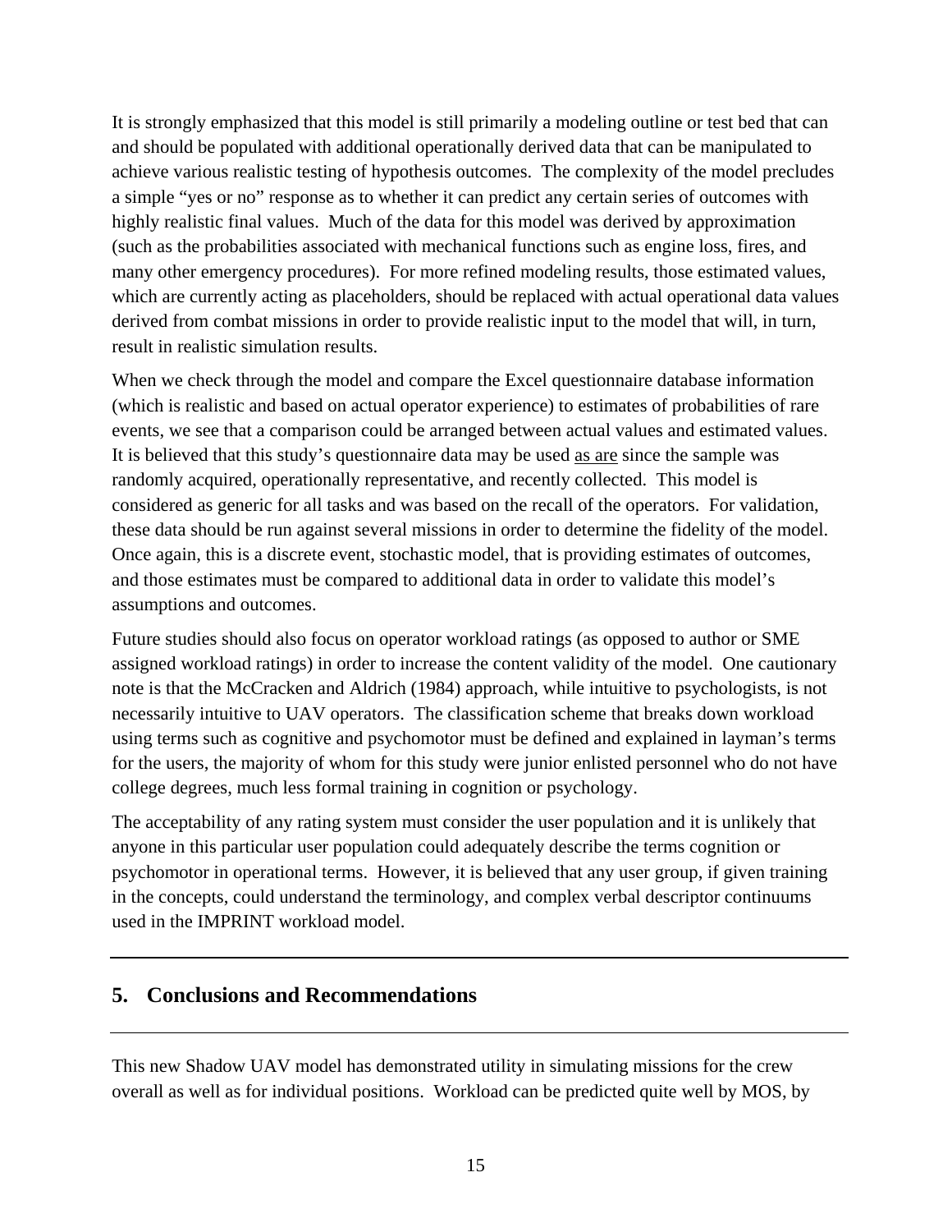It is strongly emphasized that this model is still primarily a modeling outline or test bed that can and should be populated with additional operationally derived data that can be manipulated to achieve various realistic testing of hypothesis outcomes. The complexity of the model precludes a simple "yes or no" response as to whether it can predict any certain series of outcomes with highly realistic final values. Much of the data for this model was derived by approximation (such as the probabilities associated with mechanical functions such as engine loss, fires, and many other emergency procedures). For more refined modeling results, those estimated values, which are currently acting as placeholders, should be replaced with actual operational data values derived from combat missions in order to provide realistic input to the model that will, in turn, result in realistic simulation results.

When we check through the model and compare the Excel questionnaire database information (which is realistic and based on actual operator experience) to estimates of probabilities of rare events, we see that a comparison could be arranged between actual values and estimated values. It is believed that this study's questionnaire data may be used <u>as are</u> since the sample was randomly acquired, operationally representative, and recently collected. This model is considered as generic for all tasks and was based on the recall of the operators. For validation, these data should be run against several missions in order to determine the fidelity of the model. Once again, this is a discrete event, stochastic model, that is providing estimates of outcomes, and those estimates must be compared to additional data in order to validate this model's assumptions and outcomes.

Future studies should also focus on operator workload ratings (as opposed to author or SME assigned workload ratings) in order to increase the content validity of the model. One cautionary note is that the McCracken and Aldrich (1984) approach, while intuitive to psychologists, is not necessarily intuitive to UAV operators. The classification scheme that breaks down workload using terms such as cognitive and psychomotor must be defined and explained in layman's terms for the users, the majority of whom for this study were junior enlisted personnel who do not have college degrees, much less formal training in cognition or psychology.

The acceptability of any rating system must consider the user population and it is unlikely that anyone in this particular user population could adequately describe the terms cognition or psychomotor in operational terms. However, it is believed that any user group, if given training in the concepts, could understand the terminology, and complex verbal descriptor continuums used in the IMPRINT workload model.

## 5. Conclusions and Recommendations

This new Shadow UAV model has demonstrated utility in simulating missions for the crew overall as well as for individual positions. Workload can be predicted quite well by MOS, by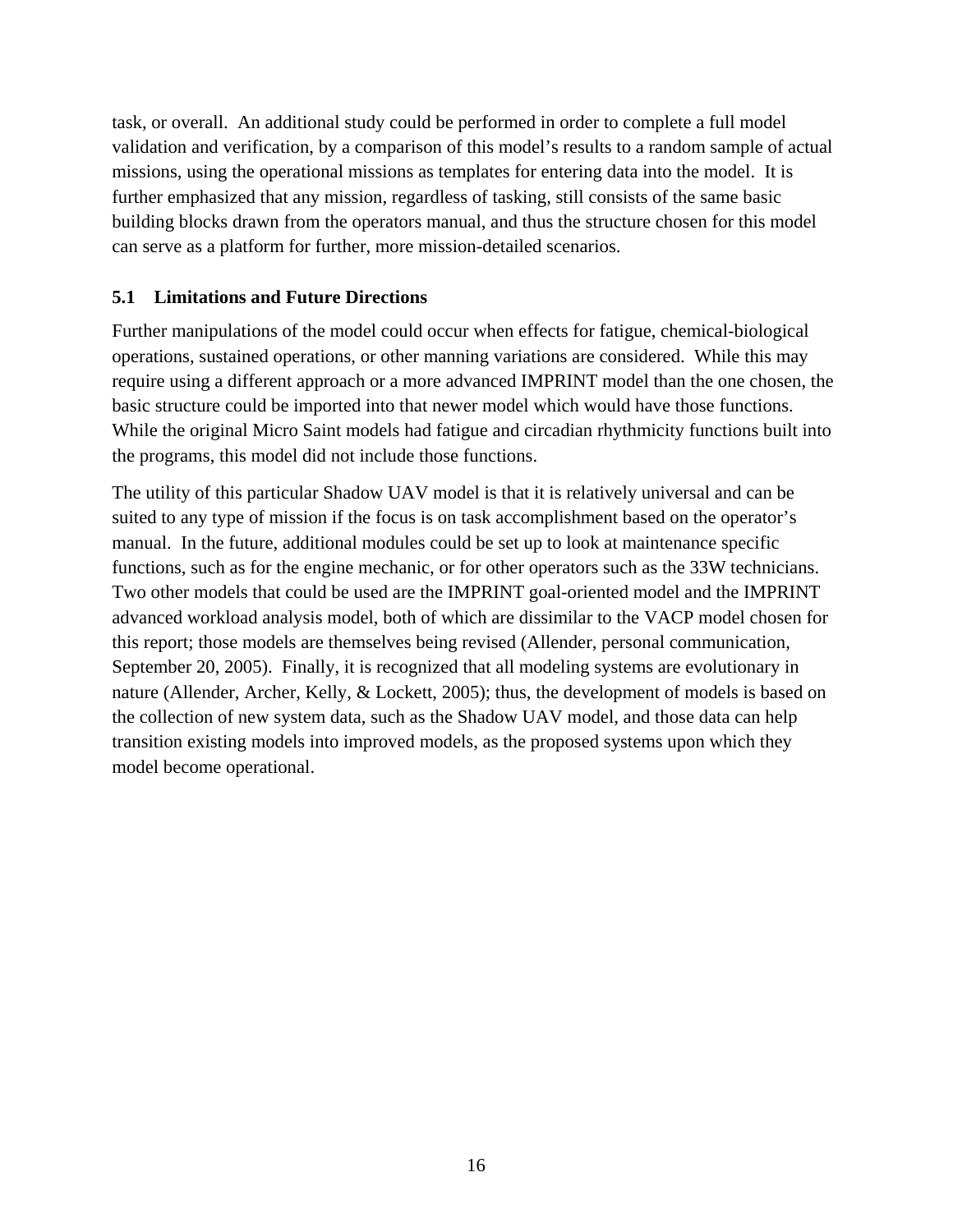task, or overall. An additional study could be performed in order to complete a full model validation and verification, by a comparison of this model's results to a random sample of actual missions, using the operational missions as templates for entering data into the model. It is further emphasized that any mission, regardless of tasking, still consists of the same basic building blocks drawn from the operators manual, and thus the structure chosen for this model can serve as a platform for further, more mission-detailed scenarios.

## 5.1 Limitations and Future Directions

Further manipulations of the model could occur when effects for fatigue, chemical-biological operations, sustained operations, or other manning variations are considered. While this may require using a different approach or a more advanced IMPRINT model than the one chosen, the basic structure could be imported into that newer model which would have those functions. While the original Micro Saint models had fatigue and circadian rhythmicity functions built into the programs, this model did not include those functions.

The utility of this particular Shadow UAV model is that it is relatively universal and can be suited to any type of mission if the focus is on task accomplishment based on the operator's manual. In the future, additional modules could be set up to look at maintenance specific functions, such as for the engine mechanic, or for other operators such as the 33W technicians. Two other models that could be used are the IMPRINT goal-oriented model and the IMPRINT advanced workload analysis model, both of which are dissimilar to the VACP model chosen for this report; those models are themselves being revised (Allender, personal communication, September 20, 2005). Finally, it is recognized that all modeling systems are evolutionary in nature (Allender, Archer, Kelly, & Lockett, 2005); thus, the development of models is based on the collection of new system data, such as the Shadow UAV model, and those data can help transition existing models into improved models, as the proposed systems upon which they model become operational.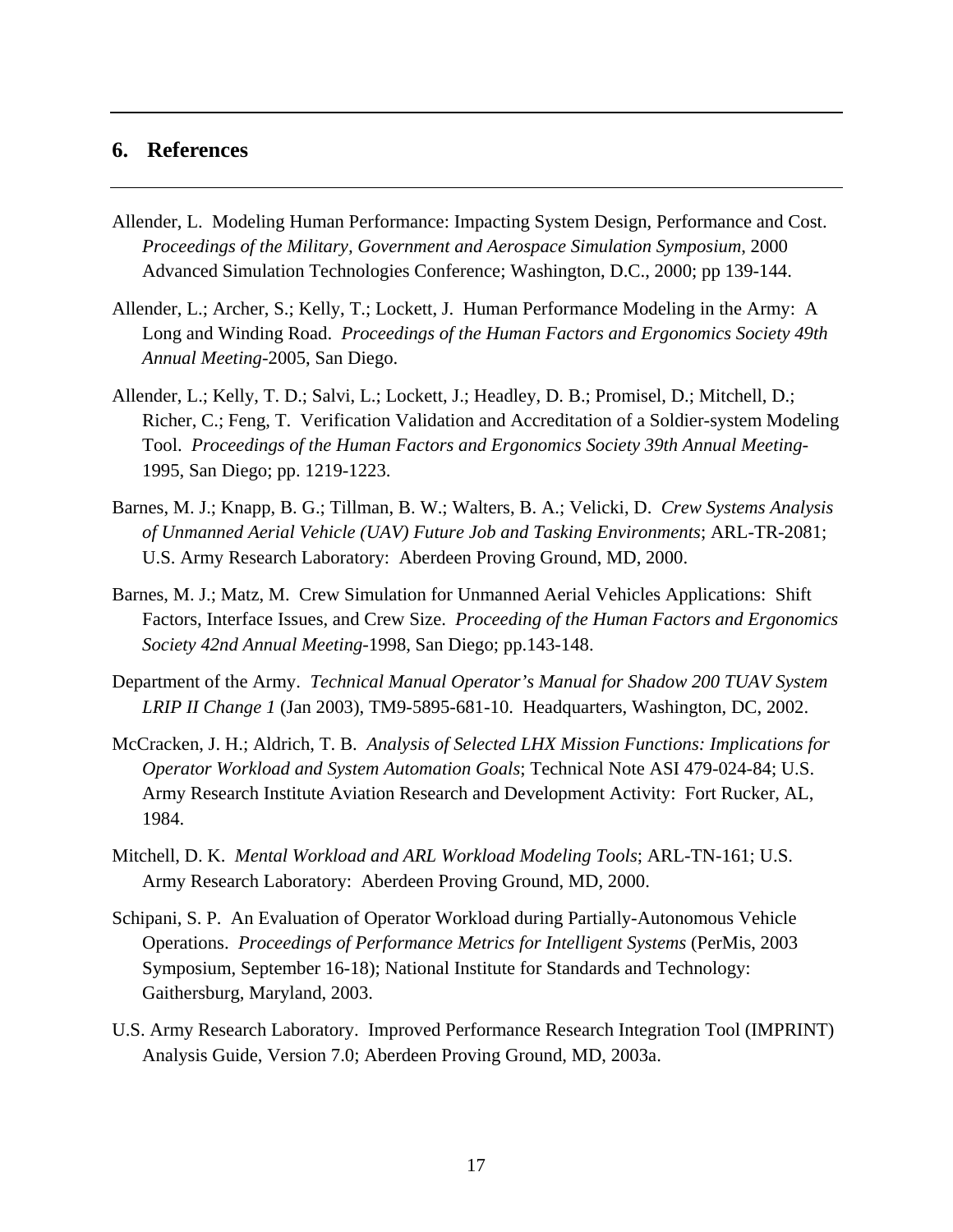## 6. References

Allender, L. Modeling Human Performance: Impacting System Design, Performance and Cost. *Proceedings of the Military, Government and Aerospace Simulation Symposium*, 2000 Advanced Simulation Technologies Conference; Washington, D.C., 2000; pp 139-144.

Allender, L.; Archer, S.; Kelly, T.; Lockett, J. Human Performance Modeling in the Army: A Long and Winding Road. *Proceedings of the Human Factors and Ergonomics Society 49th Annual Meeting*-2005, San Diego.

Allender, L.; Kelly, T. D.; Salvi, L.; Lockett, J.; Headley, D. B.; Promisel, D.; Mitchell, D.; Richer, C.; Feng, T. Verification Validation and Accreditation of a Soldier-system Modeling Tool. *Proceedings of the Human Factors and Ergonomics Society 39th Annual Meeting*-1995, San Diego; pp. 1219-1223.

Barnes, M. J.; Knapp, B. G.; Tillman, B. W.; Walters, B. A.; Velicki, D. *Crew Systems Analysis of Unmanned Aerial Vehicle (UAV) Future Job and Tasking Environments*; ARL-TR-2081; U.S. Army Research Laboratory: Aberdeen Proving Ground, MD, 2000.

Barnes, M. J.; Matz, M. Crew Simulation for Unmanned Aerial Vehicles Applications: Shift Factors, Interface Issues, and Crew Size. *Proceeding of the Human Factors and Ergonomics Society 42nd Annual Meeting*-1998, San Diego; pp.143-148.

Department of the Army. *Technical Manual Operator's Manual for Shadow 200 TUAV System LRIP II Change 1* (Jan 2003), TM9-5895-681-10. Headquarters, Washington, DC, 2002.

McCracken, J. H.; Aldrich, T. B. *Analysis of Selected LHX Mission Functions: Implications for Operator Workload and System Automation Goals*; Technical Note ASI 479-024-84; U.S. Army Research Institute Aviation Research and Development Activity: Fort Rucker, AL, 1984.

Mitchell, D. K. *Mental Workload and ARL Workload Modeling Tools*; ARL-TN-161; U.S. Army Research Laboratory: Aberdeen Proving Ground, MD, 2000.

Schipani, S. P. An Evaluation of Operator Workload during Partially-Autonomous Vehicle Operations. *Proceedings of Performance Metrics for Intelligent Systems* (PerMis, 2003 Symposium, September 16-18); National Institute for Standards and Technology: Gaithersburg, Maryland, 2003.

U.S. Army Research Laboratory. Improved Performance Research Integration Tool (IMPRINT) Analysis Guide, Version 7.0; Aberdeen Proving Ground, MD, 2003a.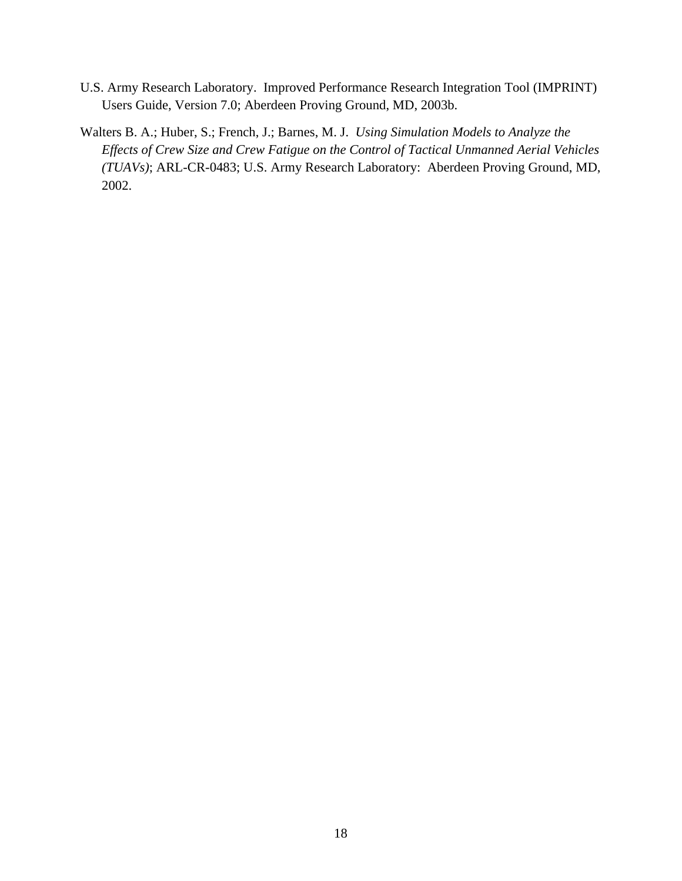U.S. Army Research Laboratory. Improved Performance Research Integration Tool (IMPRINT) Users Guide, Version 7.0; Aberdeen Proving Ground, MD, 2003b.

Walters B. A.; Huber, S.; French, J.; Barnes, M. J. *Using Simulation Models to Analyze the Effects of Crew Size and Crew Fatigue on the Control of Tactical Unmanned Aerial Vehicles (TUAVs)*; ARL-CR-0483; U.S. Army Research Laboratory: Aberdeen Proving Ground, MD, 2002.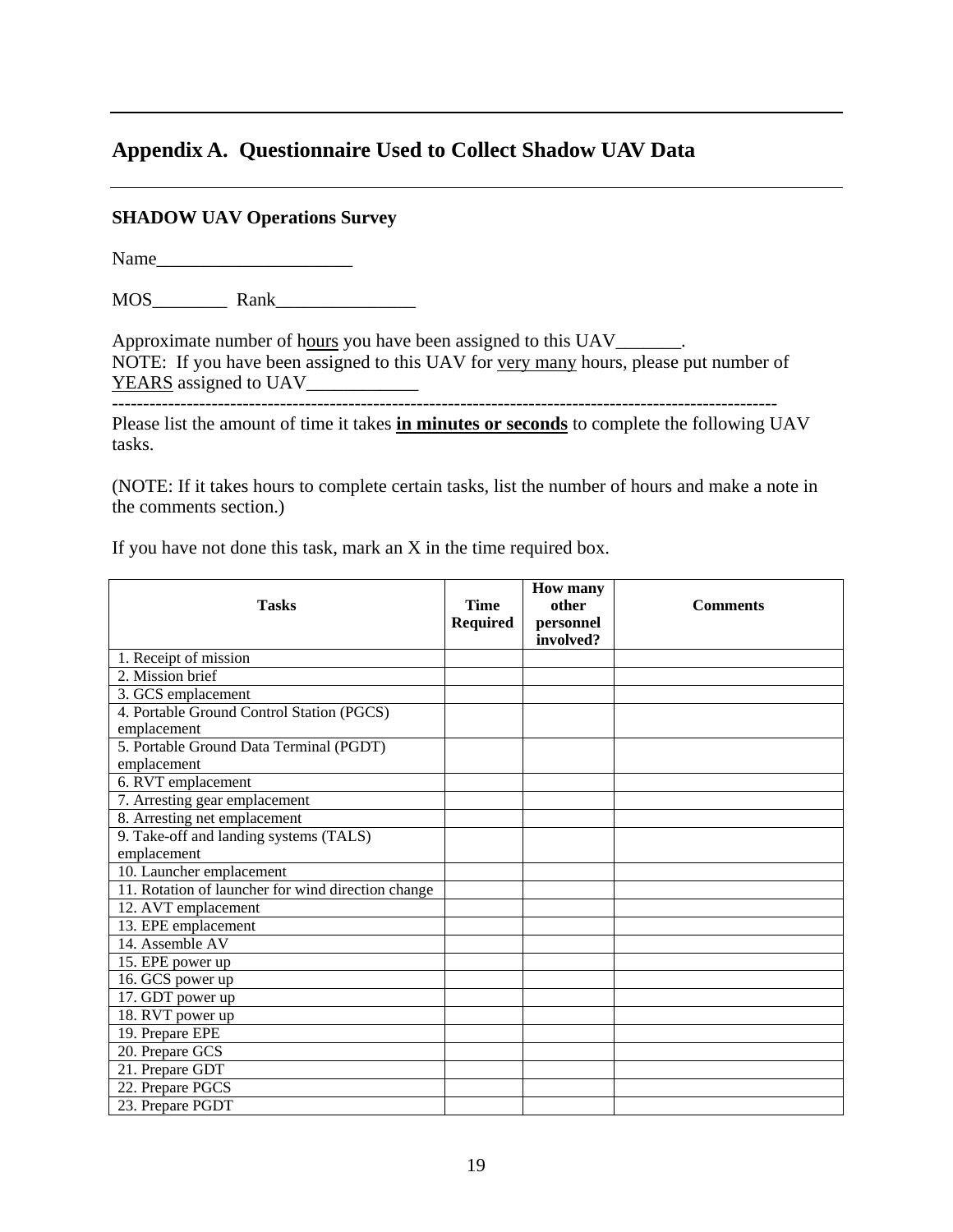# Appendix A. Questionnaire Used to Collect Shadow UAV Data

**SHADOW UAV Operations Survey**

Name_____________________

MOS________ Rank_______________

Approximate number of hours you have been assigned to this UAV_______.
NOTE: If you have been assigned to this UAV for very many hours, please put number of YEARS assigned to UAV____________

-----------------------------------------------------------------------------------------------------------

Please list the amount of time it takes **in minutes or seconds** to complete the following UAV tasks.

(NOTE: If it takes hours to complete certain tasks, list the number of hours and make a note in the comments section.)

If you have not done this task, mark an X in the time required box.

| Tasks | Time Required | How many other personnel involved? | Comments |
|---|---|---|---|
| 1. Receipt of mission | | | |
| 2. Mission brief | | | |
| 3. GCS emplacement | | | |
| 4. Portable Ground Control Station (PGCS) emplacement | | | |
| 5. Portable Ground Data Terminal (PGDT) emplacement | | | |
| 6. RVT emplacement | | | |
| 7. Arresting gear emplacement | | | |
| 8. Arresting net emplacement | | | |
| 9. Take-off and landing systems (TALS) emplacement | | | |
| 10. Launcher emplacement | | | |
| 11. Rotation of launcher for wind direction change | | | |
| 12. AVT emplacement | | | |
| 13. EPE emplacement | | | |
| 14. Assemble AV | | | |
| 15. EPE power up | | | |
| 16. GCS power up | | | |
| 17. GDT power up | | | |
| 18. RVT power up | | | |
| 19. Prepare EPE | | | |
| 20. Prepare GCS | | | |
| 21. Prepare GDT | | | |
| 22. Prepare PGCS | | | |
| 23. Prepare PGDT | | | |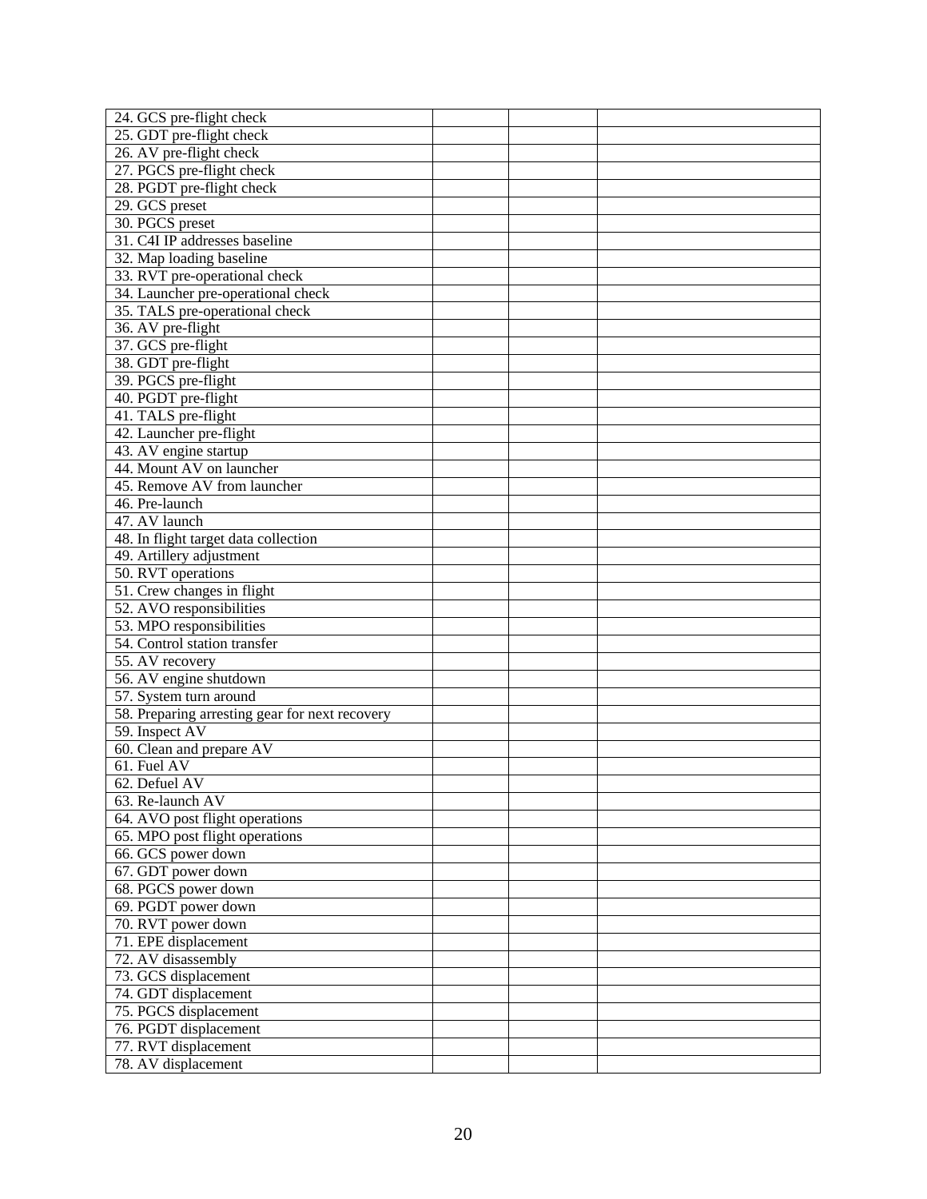| 24. GCS pre-flight check | | | |
|---|---|---|---|
| 25. GDT pre-flight check | | | |
| 26. AV pre-flight check | | | |
| 27. PGCS pre-flight check | | | |
| 28. PGDT pre-flight check | | | |
| 29. GCS preset | | | |
| 30. PGCS preset | | | |
| 31. C4I IP addresses baseline | | | |
| 32. Map loading baseline | | | |
| 33. RVT pre-operational check | | | |
| 34. Launcher pre-operational check | | | |
| 35. TALS pre-operational check | | | |
| 36. AV pre-flight | | | |
| 37. GCS pre-flight | | | |
| 38. GDT pre-flight | | | |
| 39. PGCS pre-flight | | | |
| 40. PGDT pre-flight | | | |
| 41. TALS pre-flight | | | |
| 42. Launcher pre-flight | | | |
| 43. AV engine startup | | | |
| 44. Mount AV on launcher | | | |
| 45. Remove AV from launcher | | | |
| 46. Pre-launch | | | |
| 47. AV launch | | | |
| 48. In flight target data collection | | | |
| 49. Artillery adjustment | | | |
| 50. RVT operations | | | |
| 51. Crew changes in flight | | | |
| 52. AVO responsibilities | | | |
| 53. MPO responsibilities | | | |
| 54. Control station transfer | | | |
| 55. AV recovery | | | |
| 56. AV engine shutdown | | | |
| 57. System turn around | | | |
| 58. Preparing arresting gear for next recovery | | | |
| 59. Inspect AV | | | |
| 60. Clean and prepare AV | | | |
| 61. Fuel AV | | | |
| 62. Defuel AV | | | |
| 63. Re-launch AV | | | |
| 64. AVO post flight operations | | | |
| 65. MPO post flight operations | | | |
| 66. GCS power down | | | |
| 67. GDT power down | | | |
| 68. PGCS power down | | | |
| 69. PGDT power down | | | |
| 70. RVT power down | | | |
| 71. EPE displacement | | | |
| 72. AV disassembly | | | |
| 73. GCS displacement | | | |
| 74. GDT displacement | | | |
| 75. PGCS displacement | | | |
| 76. PGDT displacement | | | |
| 77. RVT displacement | | | |
| 78. AV displacement | | | |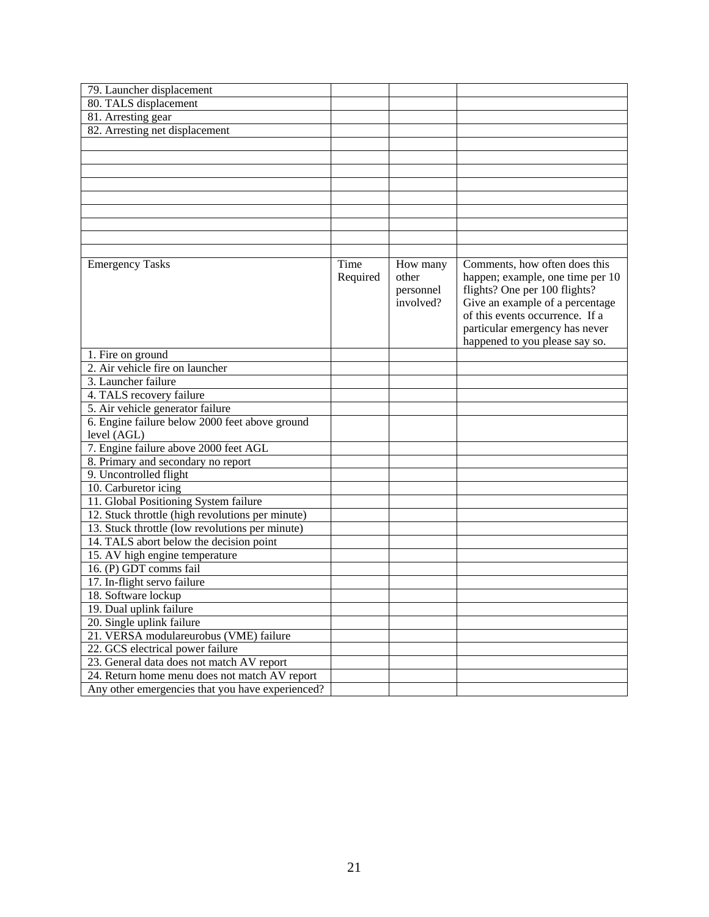| | | | |
|---|---|---|---|
| 79. Launcher displacement | | | |
| 80. TALS displacement | | | |
| 81. Arresting gear | | | |
| 82. Arresting net displacement | | | |
| | | | |
| | | | |
| | | | |
| | | | |
| | | | |
| | | | |
| | | | |
| | | | |
| | | | |

| Emergency Tasks | Time Required | How many other personnel involved? | Comments, how often does this happen; example, one time per 10 flights? One per 100 flights? Give an example of a percentage of this events occurrence. If a particular emergency has never happened to you please say so. |
|---|---|---|---|
| 1. Fire on ground | | | |
| 2. Air vehicle fire on launcher | | | |
| 3. Launcher failure | | | |
| 4. TALS recovery failure | | | |
| 5. Air vehicle generator failure | | | |
| 6. Engine failure below 2000 feet above ground level (AGL) | | | |
| 7. Engine failure above 2000 feet AGL | | | |
| 8. Primary and secondary no report | | | |
| 9. Uncontrolled flight | | | |
| 10. Carburetor icing | | | |
| 11. Global Positioning System failure | | | |
| 12. Stuck throttle (high revolutions per minute) | | | |
| 13. Stuck throttle (low revolutions per minute) | | | |
| 14. TALS abort below the decision point | | | |
| 15. AV high engine temperature | | | |
| 16. (P) GDT comms fail | | | |
| 17. In-flight servo failure | | | |
| 18. Software lockup | | | |
| 19. Dual uplink failure | | | |
| 20. Single uplink failure | | | |
| 21. VERSA modulareurobus (VME) failure | | | |
| 22. GCS electrical power failure | | | |
| 23. General data does not match AV report | | | |
| 24. Return home menu does not match AV report | | | |
| Any other emergencies that you have experienced? | | | |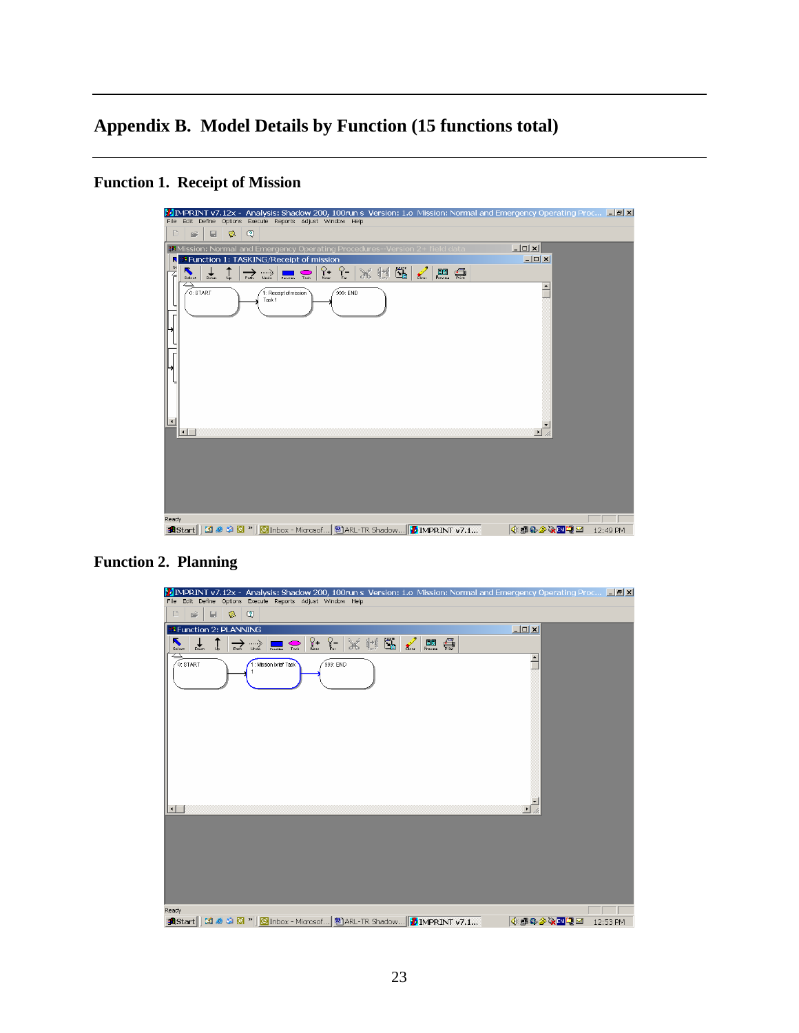# Appendix B. Model Details by Function (15 functions total)

## Function 1. Receipt of Mission

## Function 2. Planning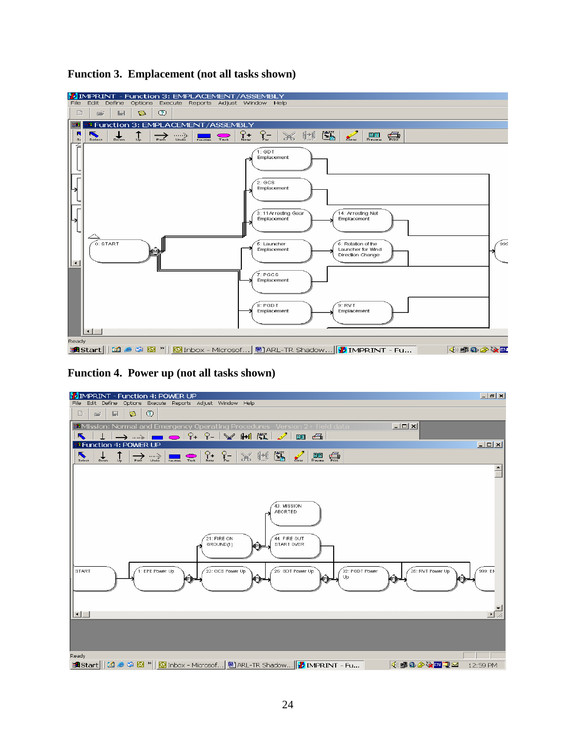**Function 3. Emplacement (not all tasks shown)**

**Function 4. Power up (not all tasks shown)**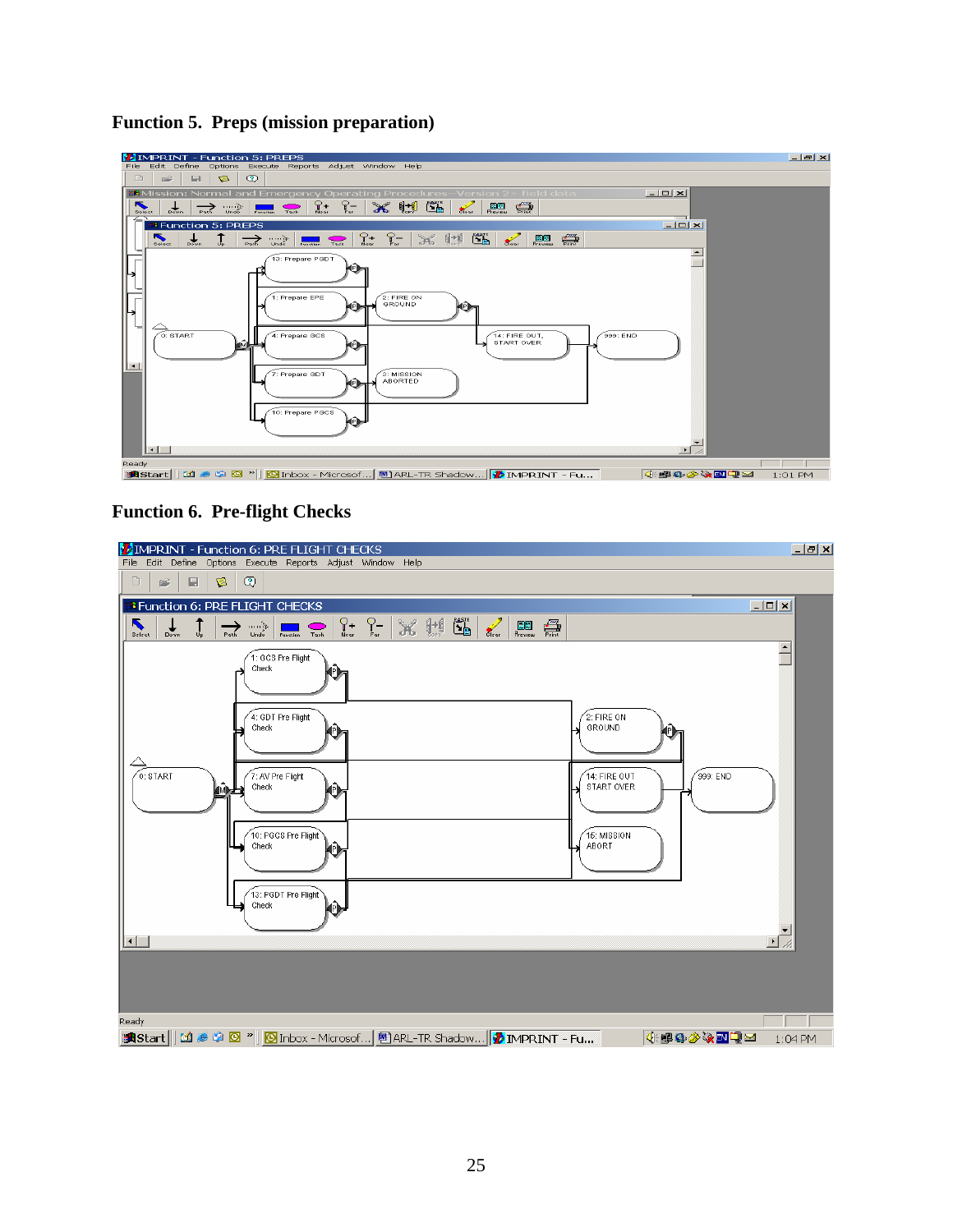**Function 5. Preps (mission preparation)**

**Function 6. Pre-flight Checks**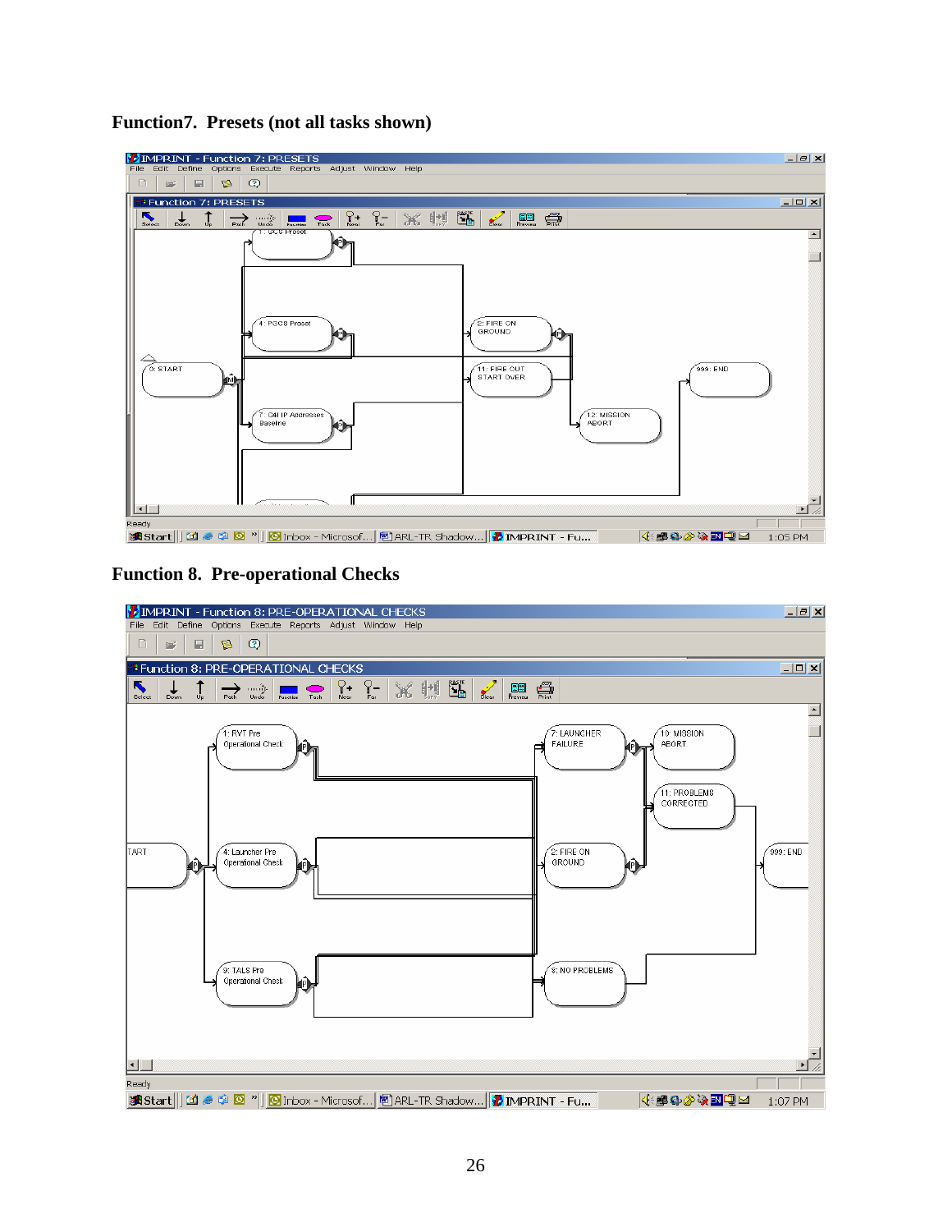**Function7. Presets (not all tasks shown)**

**Function 8. Pre-operational Checks**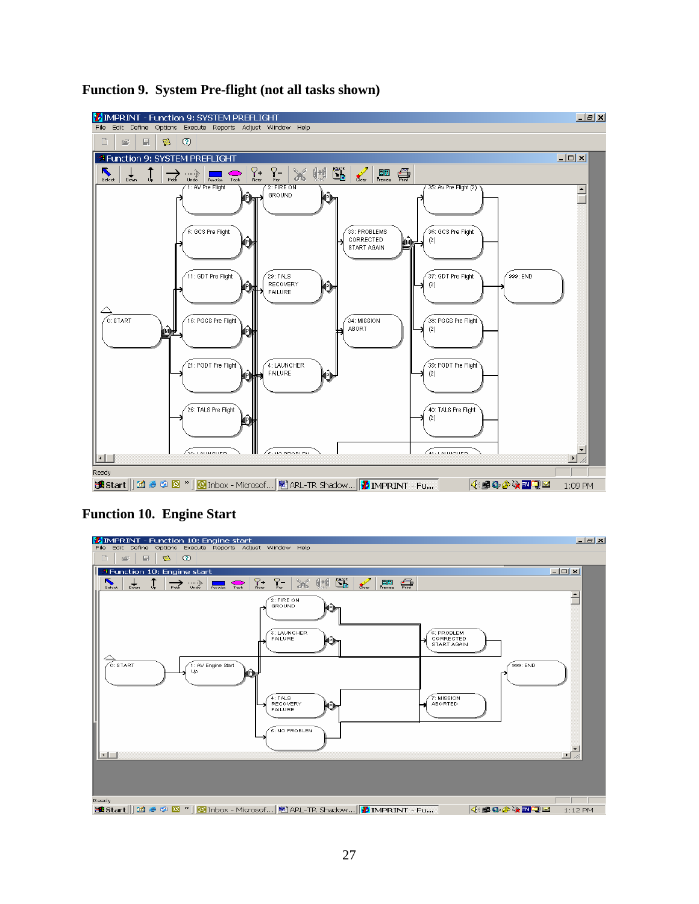## Function 9. System Pre-flight (not all tasks shown)

## Function 10. Engine Start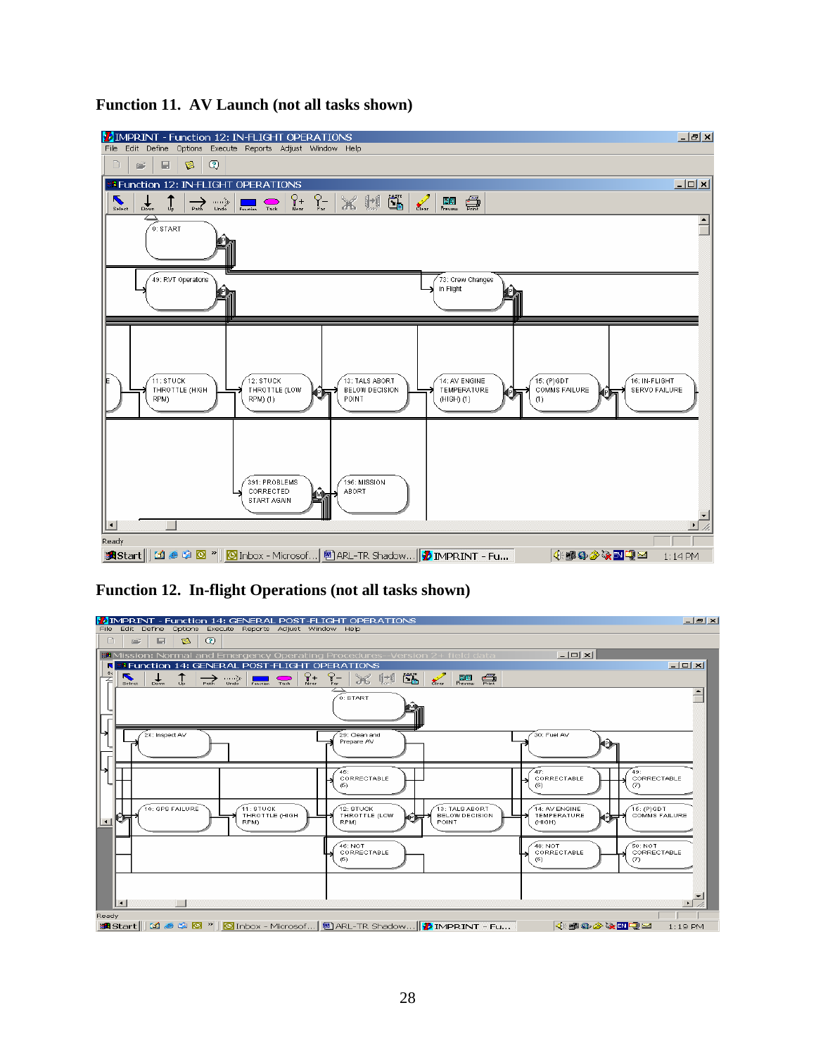**Function 11. AV Launch (not all tasks shown)**

**Function 12. In-flight Operations (not all tasks shown)**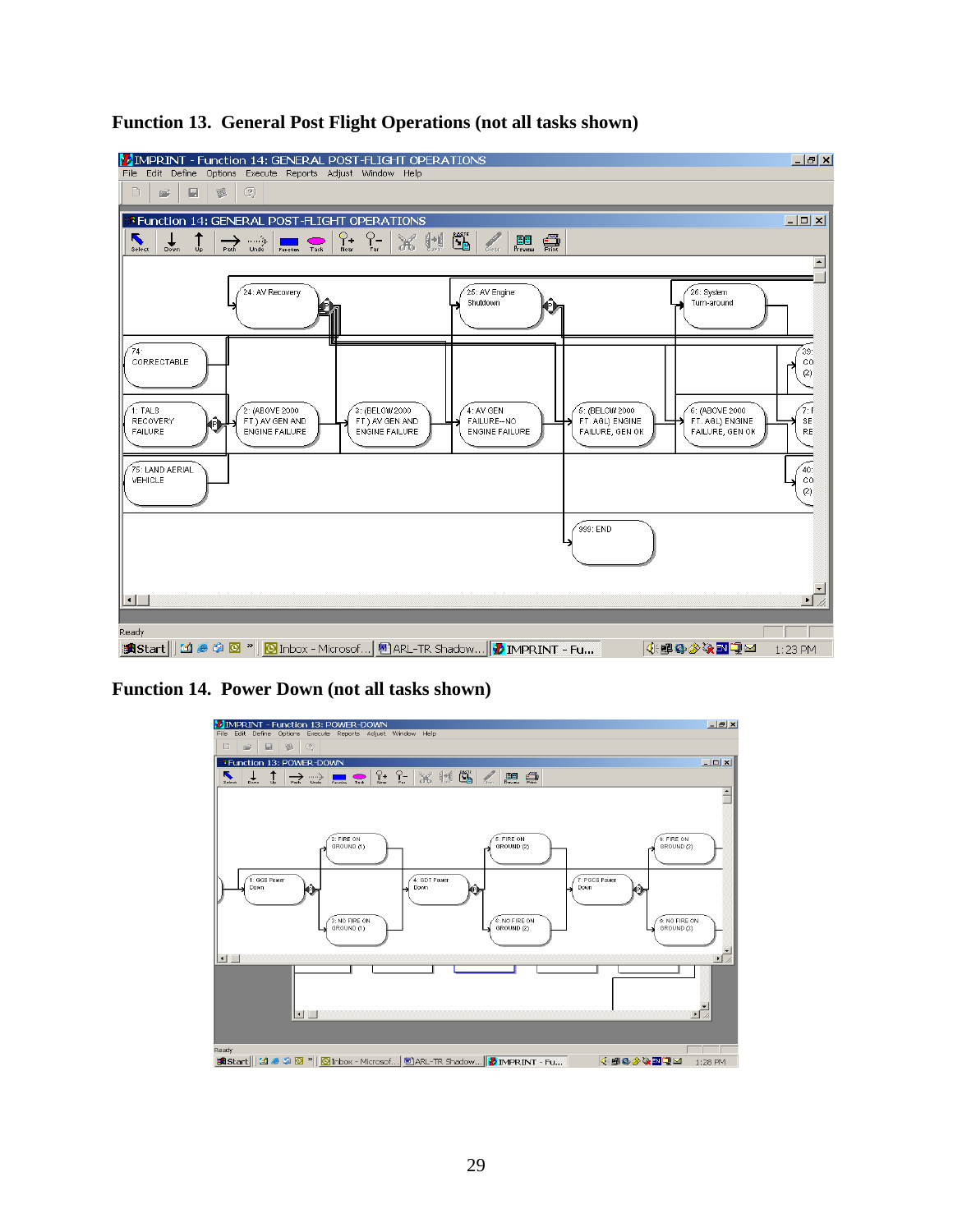**Function 13. General Post Flight Operations (not all tasks shown)**

**Function 14. Power Down (not all tasks shown)**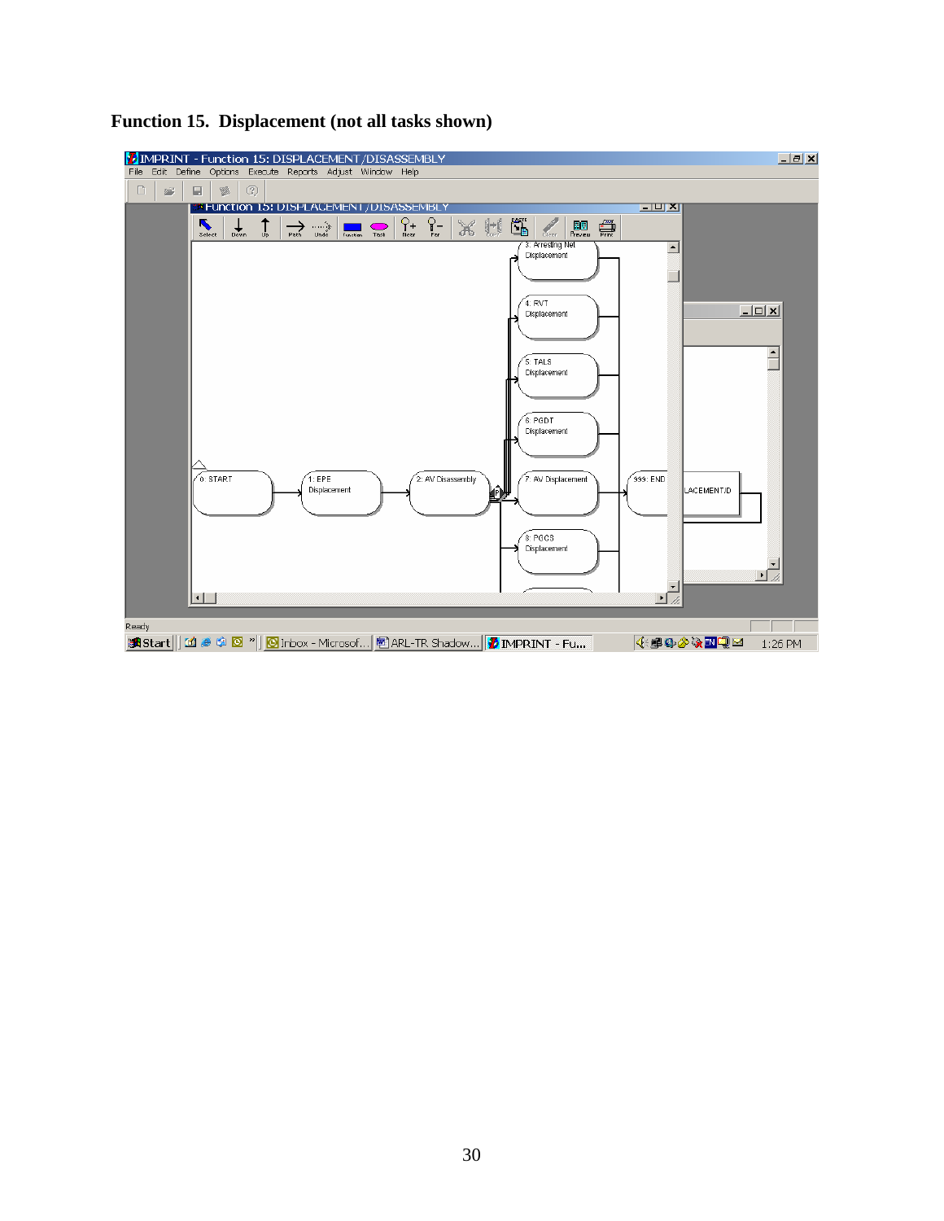**Function 15. Displacement (not all tasks shown)**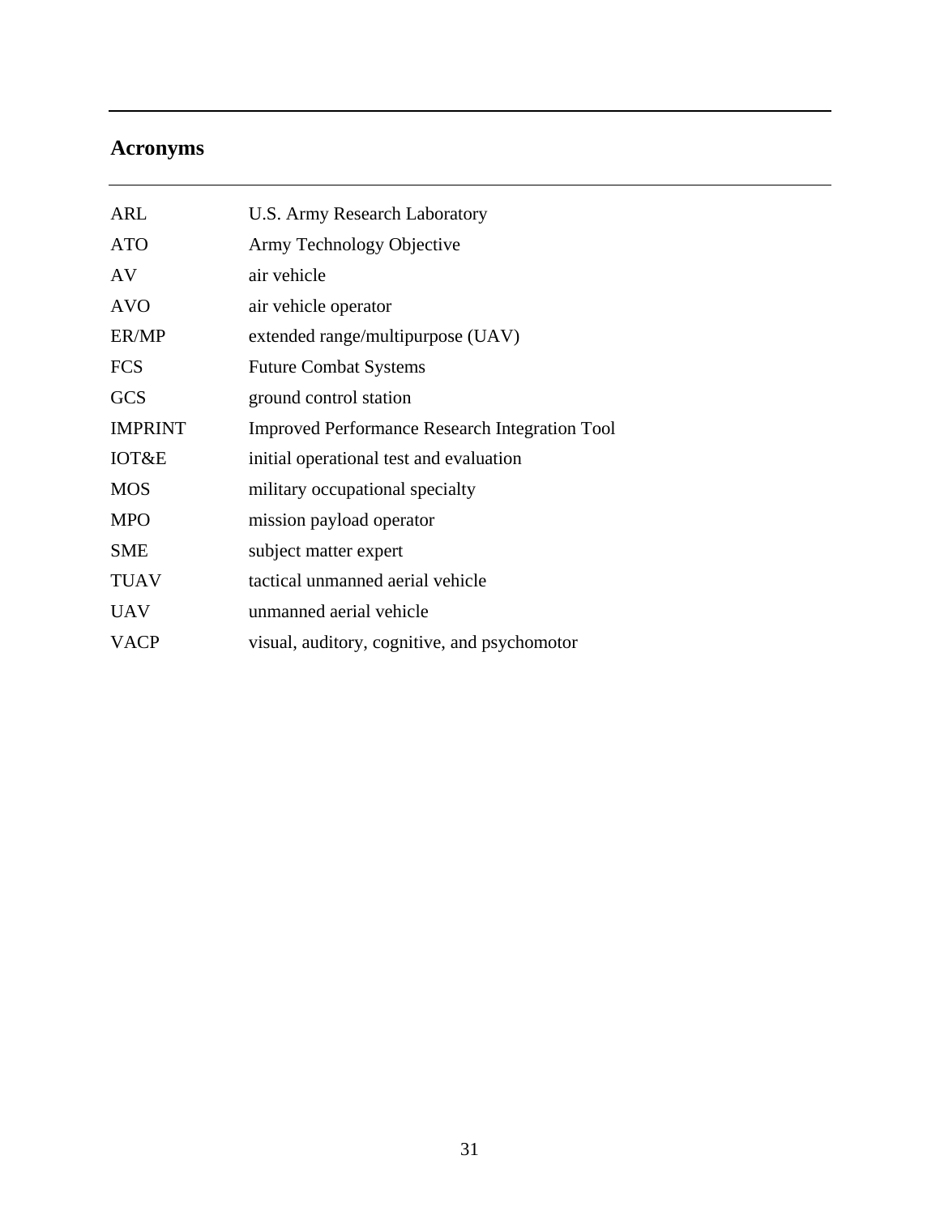## Acronyms

| | |
|---|---|
| ARL | U.S. Army Research Laboratory |
| ATO | Army Technology Objective |
| AV | air vehicle |
| AVO | air vehicle operator |
| ER/MP | extended range/multipurpose (UAV) |
| FCS | Future Combat Systems |
| GCS | ground control station |
| IMPRINT | Improved Performance Research Integration Tool |
| IOT&E | initial operational test and evaluation |
| MOS | military occupational specialty |
| MPO | mission payload operator |
| SME | subject matter expert |
| TUAV | tactical unmanned aerial vehicle |
| UAV | unmanned aerial vehicle |
| VACP | visual, auditory, cognitive, and psychomotor |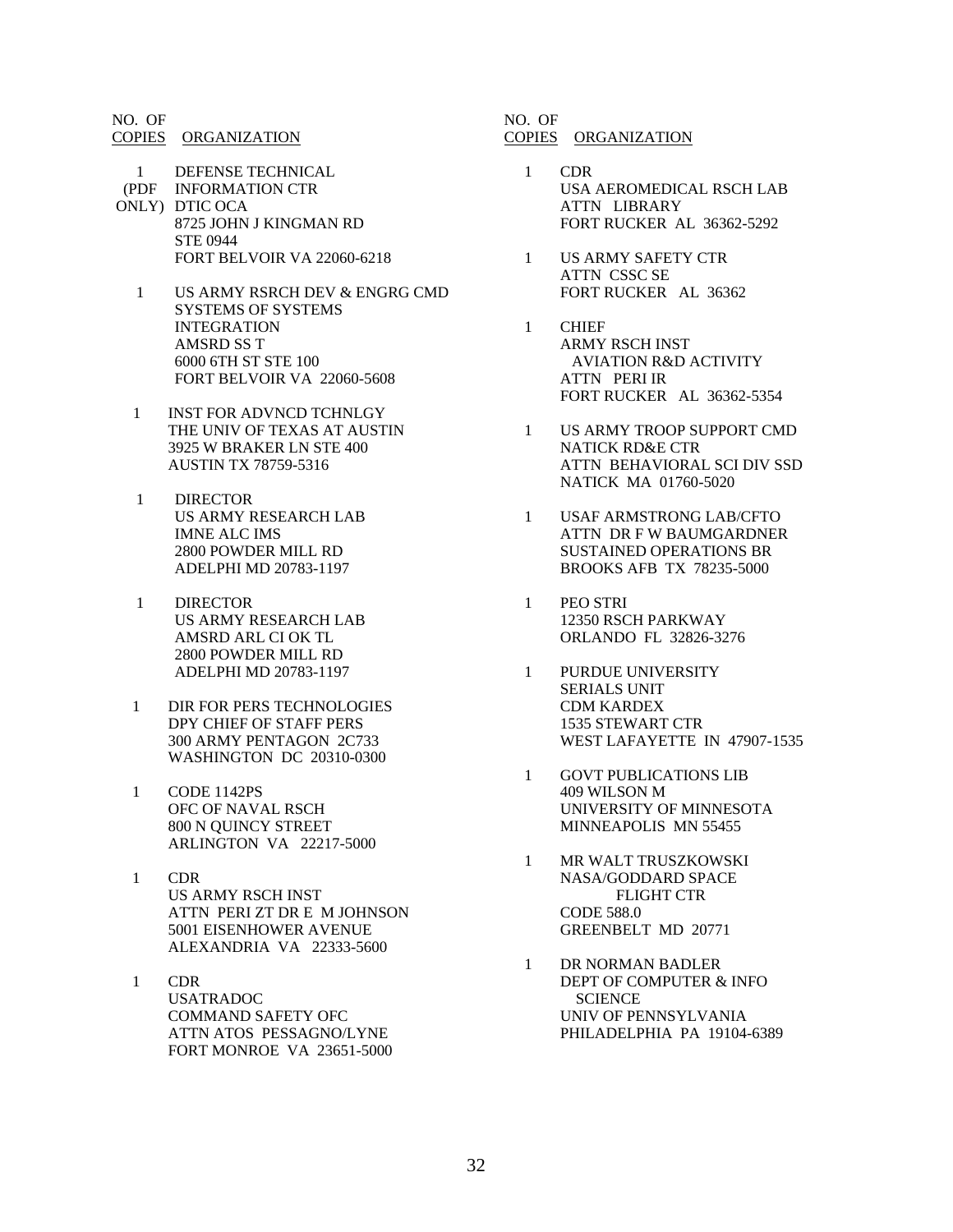| NO. OF COPIES | ORGANIZATION |
|---|---|
| 1 (PDF ONLY) | DEFENSE TECHNICAL INFORMATION CTR<br>DTIC OCA<br>8725 JOHN J KINGMAN RD<br>STE 0944<br>FORT BELVOIR VA 22060-6218 |
| 1 | US ARMY RSRCH DEV & ENGRG CMD<br>SYSTEMS OF SYSTEMS INTEGRATION<br>AMSRD SS T<br>6000 6TH ST STE 100<br>FORT BELVOIR VA 22060-5608 |
| 1 | INST FOR ADVNCD TCHNLGY<br>THE UNIV OF TEXAS AT AUSTIN<br>3925 W BRAKER LN STE 400<br>AUSTIN TX 78759-5316 |
| 1 | DIRECTOR<br>US ARMY RESEARCH LAB<br>IMNE ALC IMS<br>2800 POWDER MILL RD<br>ADELPHI MD 20783-1197 |
| 1 | DIRECTOR<br>US ARMY RESEARCH LAB<br>AMSRD ARL CI OK TL<br>2800 POWDER MILL RD<br>ADELPHI MD 20783-1197 |
| 1 | DIR FOR PERS TECHNOLOGIES<br>DPY CHIEF OF STAFF PERS<br>300 ARMY PENTAGON 2C733<br>WASHINGTON DC 20310-0300 |
| 1 | CODE 1142PS<br>OFC OF NAVAL RSCH<br>800 N QUINCY STREET<br>ARLINGTON VA 22217-5000 |
| 1 | CDR<br>US ARMY RSCH INST<br>ATTN PERI ZT DR E M JOHNSON<br>5001 EISENHOWER AVENUE<br>ALEXANDRIA VA 22333-5600 |
| 1 | CDR<br>USATRADOC<br>COMMAND SAFETY OFC<br>ATTN ATOS PESSAGNO/LYNE<br>FORT MONROE VA 23651-5000 |
| 1 | CDR<br>USA AEROMEDICAL RSCH LAB<br>ATTN LIBRARY<br>FORT RUCKER AL 36362-5292 |
| 1 | US ARMY SAFETY CTR<br>ATTN CSSC SE<br>FORT RUCKER AL 36362 |
| 1 | CHIEF<br>ARMY RSCH INST<br>AVIATION R&D ACTIVITY<br>ATTN PERI IR<br>FORT RUCKER AL 36362-5354 |
| 1 | US ARMY TROOP SUPPORT CMD<br>NATICK RD&E CTR<br>ATTN BEHAVIORAL SCI DIV SSD<br>NATICK MA 01760-5020 |
| 1 | USAF ARMSTRONG LAB/CFTO<br>ATTN DR F W BAUMGARDNER<br>SUSTAINED OPERATIONS BR<br>BROOKS AFB TX 78235-5000 |
| 1 | PEO STRI<br>12350 RSCH PARKWAY<br>ORLANDO FL 32826-3276 |
| 1 | PURDUE UNIVERSITY<br>SERIALS UNIT<br>CDM KARDEX<br>1535 STEWART CTR<br>WEST LAFAYETTE IN 47907-1535 |
| 1 | GOVT PUBLICATIONS LIB<br>409 WILSON M<br>UNIVERSITY OF MINNESOTA<br>MINNEAPOLIS MN 55455 |
| 1 | MR WALT TRUSZKOWSKI<br>NASA/GODDARD SPACE FLIGHT CTR<br>CODE 588.0<br>GREENBELT MD 20771 |
| 1 | DR NORMAN BADLER<br>DEPT OF COMPUTER & INFO SCIENCE<br>UNIV OF PENNSYLVANIA<br>PHILADELPHIA PA 19104-6389 |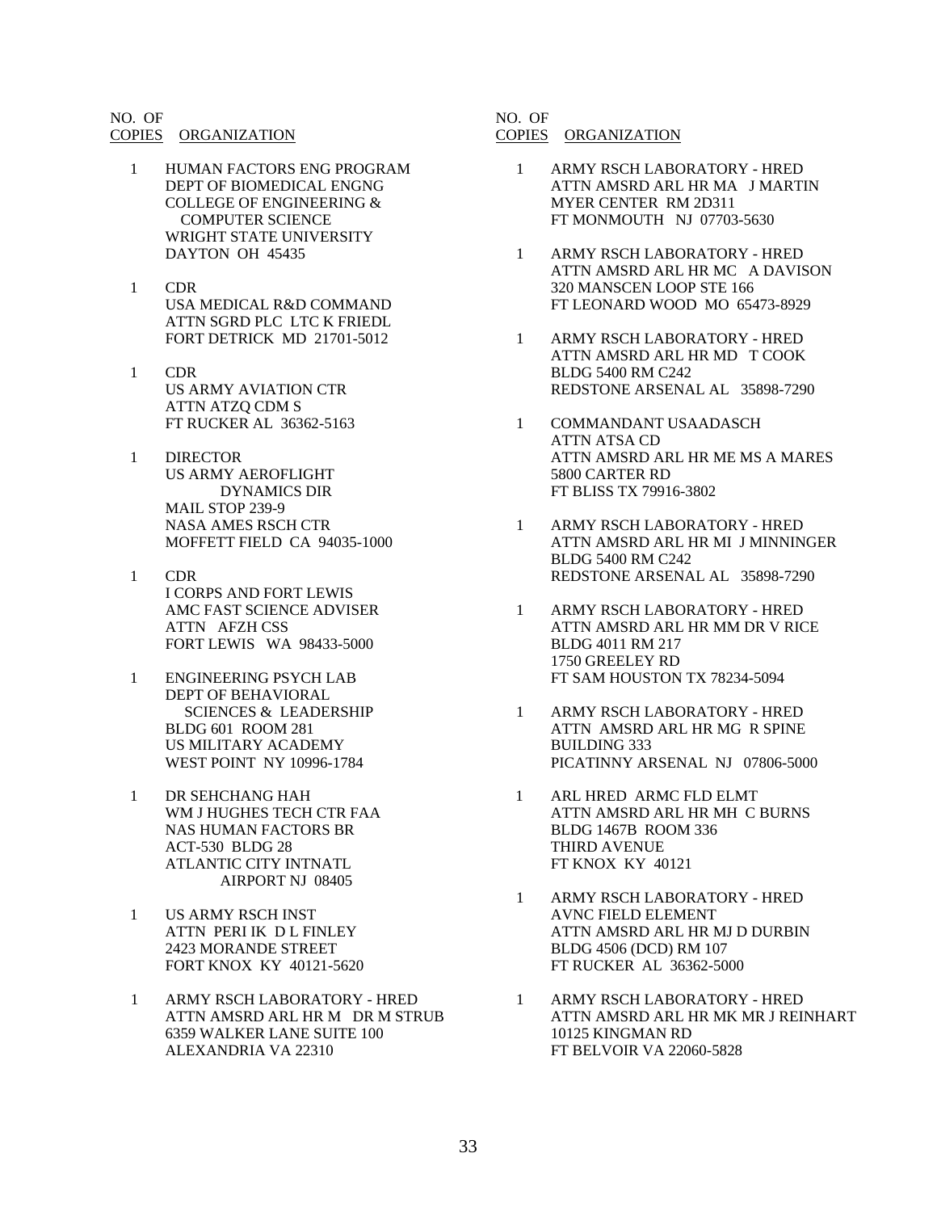| NO. OF COPIES | ORGANIZATION |
|---|---|
| 1 | HUMAN FACTORS ENG PROGRAM<br>DEPT OF BIOMEDICAL ENGNG<br>COLLEGE OF ENGINEERING &<br>COMPUTER SCIENCE<br>WRIGHT STATE UNIVERSITY<br>DAYTON OH 45435 |
| 1 | CDR<br>USA MEDICAL R&D COMMAND<br>ATTN SGRD PLC LTC K FRIEDL<br>FORT DETRICK MD 21701-5012 |
| 1 | CDR<br>US ARMY AVIATION CTR<br>ATTN ATZQ CDM S<br>FT RUCKER AL 36362-5163 |
| 1 | DIRECTOR<br>US ARMY AEROFLIGHT<br>DYNAMICS DIR<br>MAIL STOP 239-9<br>NASA AMES RSCH CTR<br>MOFFETT FIELD CA 94035-1000 |
| 1 | CDR<br>I CORPS AND FORT LEWIS<br>AMC FAST SCIENCE ADVISER<br>ATTN AFZH CSS<br>FORT LEWIS WA 98433-5000 |
| 1 | ENGINEERING PSYCH LAB<br>DEPT OF BEHAVIORAL<br>SCIENCES & LEADERSHIP<br>BLDG 601 ROOM 281<br>US MILITARY ACADEMY<br>WEST POINT NY 10996-1784 |
| 1 | DR SEHCHANG HAH<br>WM J HUGHES TECH CTR FAA<br>NAS HUMAN FACTORS BR<br>ACT-530 BLDG 28<br>ATLANTIC CITY INTNATL<br>AIRPORT NJ 08405 |
| 1 | US ARMY RSCH INST<br>ATTN PERI IK D L FINLEY<br>2423 MORANDE STREET<br>FORT KNOX KY 40121-5620 |
| 1 | ARMY RSCH LABORATORY - HRED<br>ATTN AMSRD ARL HR M DR M STRUB<br>6359 WALKER LANE SUITE 100<br>ALEXANDRIA VA 22310 |

| NO. OF COPIES | ORGANIZATION |
|---|---|
| 1 | ARMY RSCH LABORATORY - HRED<br>ATTN AMSRD ARL HR MA J MARTIN<br>MYER CENTER RM 2D311<br>FT MONMOUTH NJ 07703-5630 |
| 1 | ARMY RSCH LABORATORY - HRED<br>ATTN AMSRD ARL HR MC A DAVISON<br>320 MANSCEN LOOP STE 166<br>FT LEONARD WOOD MO 65473-8929 |
| 1 | ARMY RSCH LABORATORY - HRED<br>ATTN AMSRD ARL HR MD T COOK<br>BLDG 5400 RM C242<br>REDSTONE ARSENAL AL 35898-7290 |
| 1 | COMMANDANT USAADASCH<br>ATTN ATSA CD<br>ATTN AMSRD ARL HR ME MS A MARES<br>5800 CARTER RD<br>FT BLISS TX 79916-3802 |
| 1 | ARMY RSCH LABORATORY - HRED<br>ATTN AMSRD ARL HR MI J MINNINGER<br>BLDG 5400 RM C242<br>REDSTONE ARSENAL AL 35898-7290 |
| 1 | ARMY RSCH LABORATORY - HRED<br>ATTN AMSRD ARL HR MM DR V RICE<br>BLDG 4011 RM 217<br>1750 GREELEY RD<br>FT SAM HOUSTON TX 78234-5094 |
| 1 | ARMY RSCH LABORATORY - HRED<br>ATTN AMSRD ARL HR MG R SPINE<br>BUILDING 333<br>PICATINNY ARSENAL NJ 07806-5000 |
| 1 | ARL HRED ARMC FLD ELMT<br>ATTN AMSRD ARL HR MH C BURNS<br>BLDG 1467B ROOM 336<br>THIRD AVENUE<br>FT KNOX KY 40121 |
| 1 | ARMY RSCH LABORATORY - HRED<br>AVNC FIELD ELEMENT<br>ATTN AMSRD ARL HR MJ D DURBIN<br>BLDG 4506 (DCD) RM 107<br>FT RUCKER AL 36362-5000 |
| 1 | ARMY RSCH LABORATORY - HRED<br>ATTN AMSRD ARL HR MK MR J REINHART<br>10125 KINGMAN RD<br>FT BELVOIR VA 22060-5828 |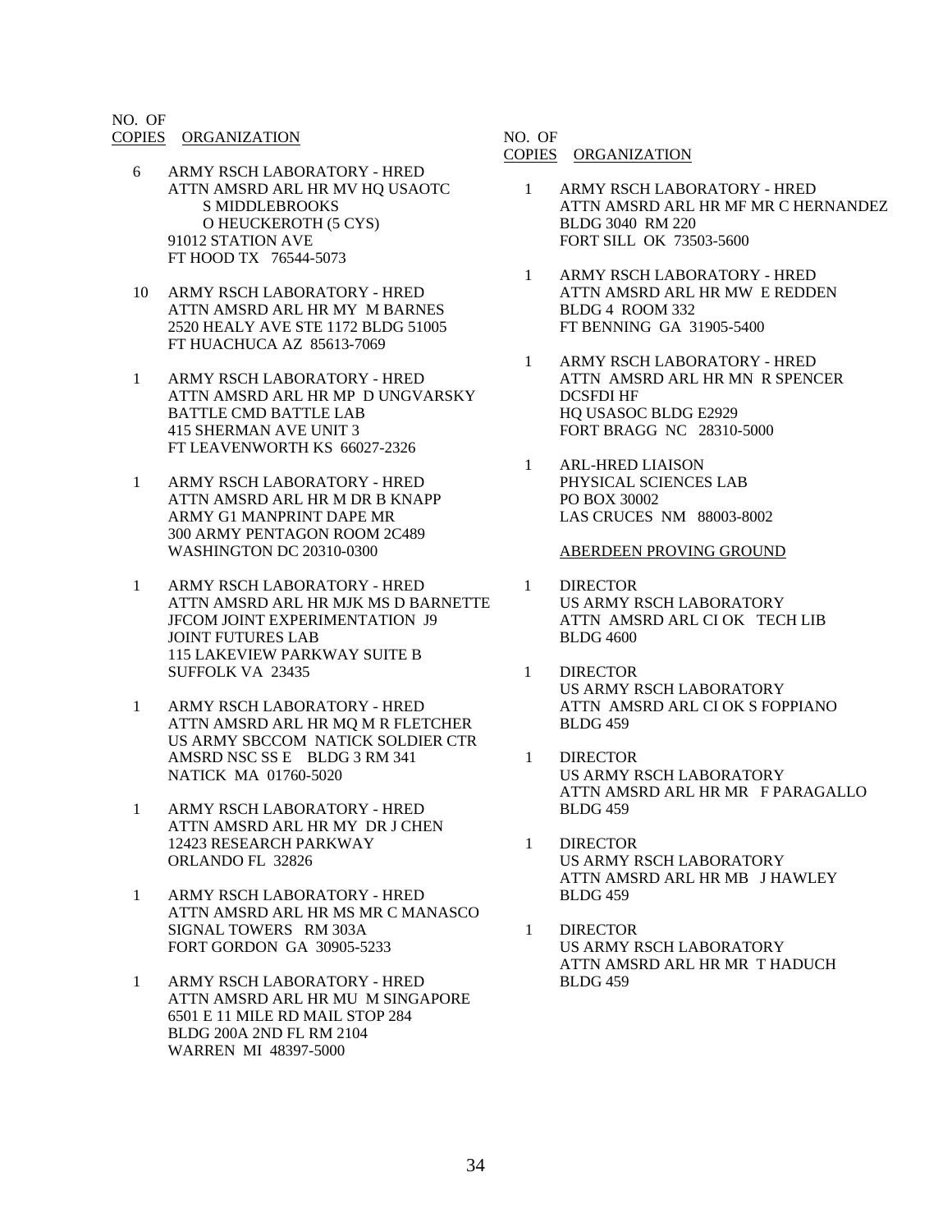| NO. OF COPIES | ORGANIZATION |
|---|---|
| 6 | ARMY RSCH LABORATORY - HRED<br>ATTN AMSRD ARL HR MV HQ USAOTC<br>S MIDDLEBROOKS<br>O HEUCKEROTH (5 CYS)<br>91012 STATION AVE<br>FT HOOD TX 76544-5073 |
| 10 | ARMY RSCH LABORATORY - HRED<br>ATTN AMSRD ARL HR MY M BARNES<br>2520 HEALY AVE STE 1172 BLDG 51005<br>FT HUACHUCA AZ 85613-7069 |
| 1 | ARMY RSCH LABORATORY - HRED<br>ATTN AMSRD ARL HR MP D UNGVARSKY<br>BATTLE CMD BATTLE LAB<br>415 SHERMAN AVE UNIT 3<br>FT LEAVENWORTH KS 66027-2326 |
| 1 | ARMY RSCH LABORATORY - HRED<br>ATTN AMSRD ARL HR M DR B KNAPP<br>ARMY G1 MANPRINT DAPE MR<br>300 ARMY PENTAGON ROOM 2C489<br>WASHINGTON DC 20310-0300 |
| 1 | ARMY RSCH LABORATORY - HRED<br>ATTN AMSRD ARL HR MJK MS D BARNETTE<br>JFCOM JOINT EXPERIMENTATION J9<br>JOINT FUTURES LAB<br>115 LAKEVIEW PARKWAY SUITE B<br>SUFFOLK VA 23435 |
| 1 | ARMY RSCH LABORATORY - HRED<br>ATTN AMSRD ARL HR MQ M R FLETCHER<br>US ARMY SBCCOM NATICK SOLDIER CTR<br>AMSRD NSC SS E BLDG 3 RM 341<br>NATICK MA 01760-5020 |
| 1 | ARMY RSCH LABORATORY - HRED<br>ATTN AMSRD ARL HR MY DR J CHEN<br>12423 RESEARCH PARKWAY<br>ORLANDO FL 32826 |
| 1 | ARMY RSCH LABORATORY - HRED<br>ATTN AMSRD ARL HR MS MR C MANASCO<br>SIGNAL TOWERS RM 303A<br>FORT GORDON GA 30905-5233 |
| 1 | ARMY RSCH LABORATORY - HRED<br>ATTN AMSRD ARL HR MU M SINGAPORE<br>6501 E 11 MILE RD MAIL STOP 284<br>BLDG 200A 2ND FL RM 2104<br>WARREN MI 48397-5000 |

| NO. OF COPIES | ORGANIZATION |
|---|---|
| 1 | ARMY RSCH LABORATORY - HRED<br>ATTN AMSRD ARL HR MF MR C HERNANDEZ<br>BLDG 3040 RM 220<br>FORT SILL OK 73503-5600 |
| 1 | ARMY RSCH LABORATORY - HRED<br>ATTN AMSRD ARL HR MW E REDDEN<br>BLDG 4 ROOM 332<br>FT BENNING GA 31905-5400 |
| 1 | ARMY RSCH LABORATORY - HRED<br>ATTN AMSRD ARL HR MN R SPENCER<br>DCSFDI HF<br>HQ USASOC BLDG E2929<br>FORT BRAGG NC 28310-5000 |
| 1 | ARL-HRED LIAISON<br>PHYSICAL SCIENCES LAB<br>PO BOX 30002<br>LAS CRUCES NM 88003-8002 |

ABERDEEN PROVING GROUND

| NO. OF COPIES | ORGANIZATION |
|---|---|
| 1 | DIRECTOR<br>US ARMY RSCH LABORATORY<br>ATTN AMSRD ARL CI OK TECH LIB<br>BLDG 4600 |
| 1 | DIRECTOR<br>US ARMY RSCH LABORATORY<br>ATTN AMSRD ARL CI OK S FOPPIANO<br>BLDG 459 |
| 1 | DIRECTOR<br>US ARMY RSCH LABORATORY<br>ATTN AMSRD ARL HR MR F PARAGALLO<br>BLDG 459 |
| 1 | DIRECTOR<br>US ARMY RSCH LABORATORY<br>ATTN AMSRD ARL HR MB J HAWLEY<br>BLDG 459 |
| 1 | DIRECTOR<br>US ARMY RSCH LABORATORY<br>ATTN AMSRD ARL HR MR T HADUCH<br>BLDG 459 |